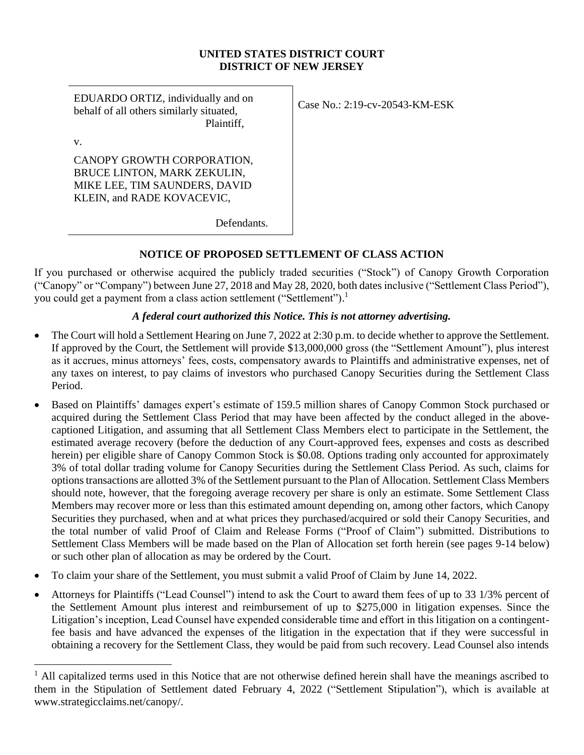**UNITED STATES DISTRICT COURT**
**DISTRICT OF NEW JERSEY**

| | |
|---|---|
| EDUARDO ORTIZ, individually and on behalf of all others similarly situated,<br>Plaintiff,<br><br>v.<br><br>CANOPY GROWTH CORPORATION, BRUCE LINTON, MARK ZEKULIN, MIKE LEE, TIM SAUNDERS, DAVID KLEIN, and RADE KOVACEVIC,<br><br>Defendants. | Case No.: 2:19-cv-20543-KM-ESK |

## NOTICE OF PROPOSED SETTLEMENT OF CLASS ACTION

If you purchased or otherwise acquired the publicly traded securities ("Stock") of Canopy Growth Corporation ("Canopy" or "Company") between June 27, 2018 and May 28, 2020, both dates inclusive ("Settlement Class Period"), you could get a payment from a class action settlement ("Settlement").[1]

***A federal court authorized this Notice. This is not attorney advertising.***

- The Court will hold a Settlement Hearing on June 7, 2022 at 2:30 p.m. to decide whether to approve the Settlement. If approved by the Court, the Settlement will provide $13,000,000 gross (the "Settlement Amount"), plus interest as it accrues, minus attorneys' fees, costs, compensatory awards to Plaintiffs and administrative expenses, net of any taxes on interest, to pay claims of investors who purchased Canopy Securities during the Settlement Class Period.
- Based on Plaintiffs' damages expert's estimate of 159.5 million shares of Canopy Common Stock purchased or acquired during the Settlement Class Period that may have been affected by the conduct alleged in the above-captioned Litigation, and assuming that all Settlement Class Members elect to participate in the Settlement, the estimated average recovery (before the deduction of any Court-approved fees, expenses and costs as described herein) per eligible share of Canopy Common Stock is $0.08. Options trading only accounted for approximately 3% of total dollar trading volume for Canopy Securities during the Settlement Class Period. As such, claims for options transactions are allotted 3% of the Settlement pursuant to the Plan of Allocation. Settlement Class Members should note, however, that the foregoing average recovery per share is only an estimate. Some Settlement Class Members may recover more or less than this estimated amount depending on, among other factors, which Canopy Securities they purchased, when and at what prices they purchased/acquired or sold their Canopy Securities, and the total number of valid Proof of Claim and Release Forms ("Proof of Claim") submitted. Distributions to Settlement Class Members will be made based on the Plan of Allocation set forth herein (see pages 9-14 below) or such other plan of allocation as may be ordered by the Court.
- To claim your share of the Settlement, you must submit a valid Proof of Claim by June 14, 2022.
- Attorneys for Plaintiffs ("Lead Counsel") intend to ask the Court to award them fees of up to 33 1/3% percent of the Settlement Amount plus interest and reimbursement of up to $275,000 in litigation expenses. Since the Litigation's inception, Lead Counsel have expended considerable time and effort in this litigation on a contingent-fee basis and have advanced the expenses of the litigation in the expectation that if they were successful in obtaining a recovery for the Settlement Class, they would be paid from such recovery. Lead Counsel also intends

[1] All capitalized terms used in this Notice that are not otherwise defined herein shall have the meanings ascribed to them in the Stipulation of Settlement dated February 4, 2022 ("Settlement Stipulation"), which is available at www.strategicclaims.net/canopy/.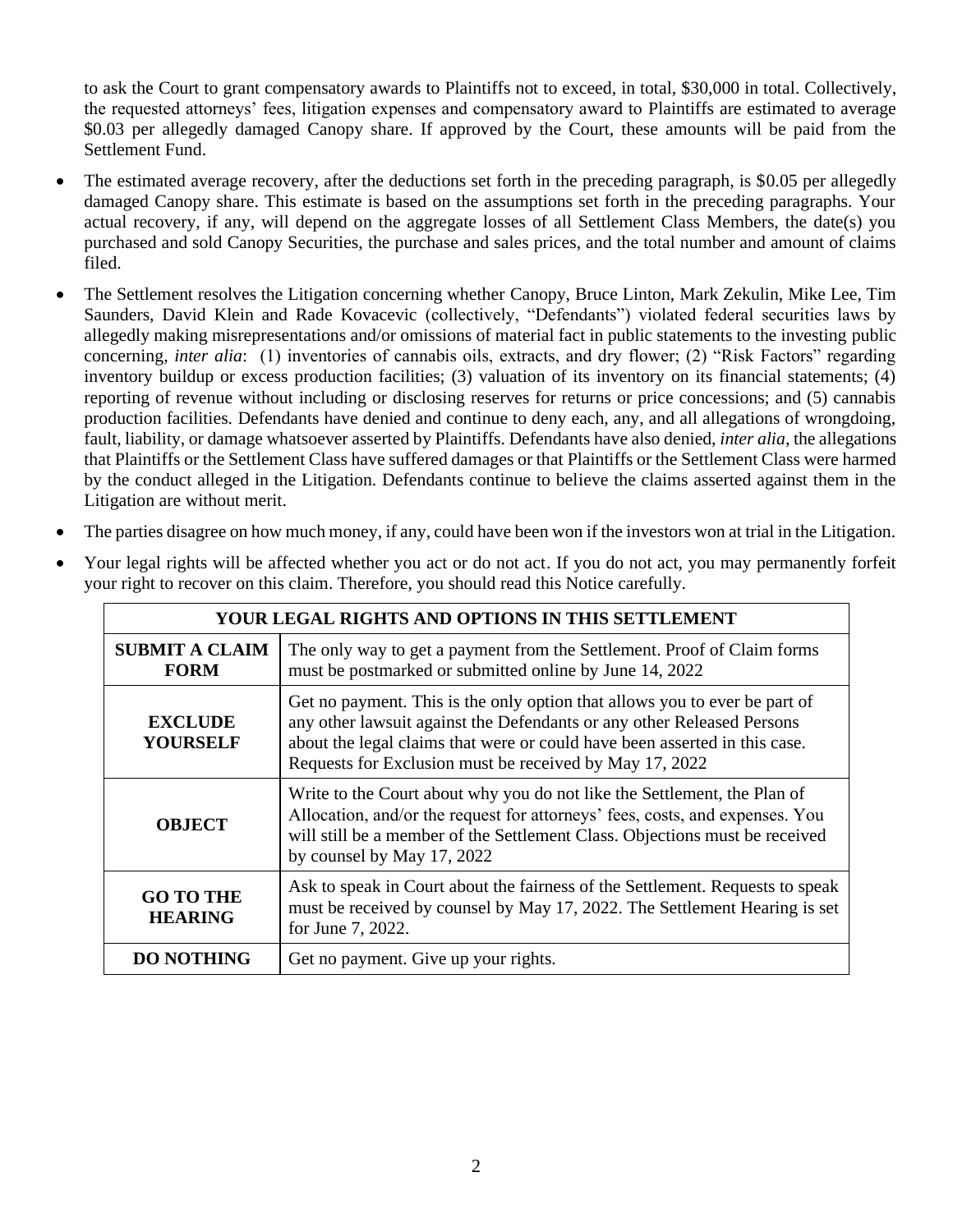to ask the Court to grant compensatory awards to Plaintiffs not to exceed, in total, $30,000 in total. Collectively, the requested attorneys' fees, litigation expenses and compensatory award to Plaintiffs are estimated to average $0.03 per allegedly damaged Canopy share. If approved by the Court, these amounts will be paid from the Settlement Fund.

- The estimated average recovery, after the deductions set forth in the preceding paragraph, is $0.05 per allegedly damaged Canopy share. This estimate is based on the assumptions set forth in the preceding paragraphs. Your actual recovery, if any, will depend on the aggregate losses of all Settlement Class Members, the date(s) you purchased and sold Canopy Securities, the purchase and sales prices, and the total number and amount of claims filed.
- The Settlement resolves the Litigation concerning whether Canopy, Bruce Linton, Mark Zekulin, Mike Lee, Tim Saunders, David Klein and Rade Kovacevic (collectively, "Defendants") violated federal securities laws by allegedly making misrepresentations and/or omissions of material fact in public statements to the investing public concerning, *inter alia*: (1) inventories of cannabis oils, extracts, and dry flower; (2) "Risk Factors" regarding inventory buildup or excess production facilities; (3) valuation of its inventory on its financial statements; (4) reporting of revenue without including or disclosing reserves for returns or price concessions; and (5) cannabis production facilities. Defendants have denied and continue to deny each, any, and all allegations of wrongdoing, fault, liability, or damage whatsoever asserted by Plaintiffs. Defendants have also denied, *inter alia*, the allegations that Plaintiffs or the Settlement Class have suffered damages or that Plaintiffs or the Settlement Class were harmed by the conduct alleged in the Litigation. Defendants continue to believe the claims asserted against them in the Litigation are without merit.
- The parties disagree on how much money, if any, could have been won if the investors won at trial in the Litigation.
- Your legal rights will be affected whether you act or do not act. If you do not act, you may permanently forfeit your right to recover on this claim. Therefore, you should read this Notice carefully.

| YOUR LEGAL RIGHTS AND OPTIONS IN THIS SETTLEMENT | |
|---|---|
| **SUBMIT A CLAIM FORM** | The only way to get a payment from the Settlement. Proof of Claim forms must be postmarked or submitted online by June 14, 2022 |
| **EXCLUDE YOURSELF** | Get no payment. This is the only option that allows you to ever be part of any other lawsuit against the Defendants or any other Released Persons about the legal claims that were or could have been asserted in this case. Requests for Exclusion must be received by May 17, 2022 |
| **OBJECT** | Write to the Court about why you do not like the Settlement, the Plan of Allocation, and/or the request for attorneys' fees, costs, and expenses. You will still be a member of the Settlement Class. Objections must be received by counsel by May 17, 2022 |
| **GO TO THE HEARING** | Ask to speak in Court about the fairness of the Settlement. Requests to speak must be received by counsel by May 17, 2022. The Settlement Hearing is set for June 7, 2022. |
| **DO NOTHING** | Get no payment. Give up your rights. |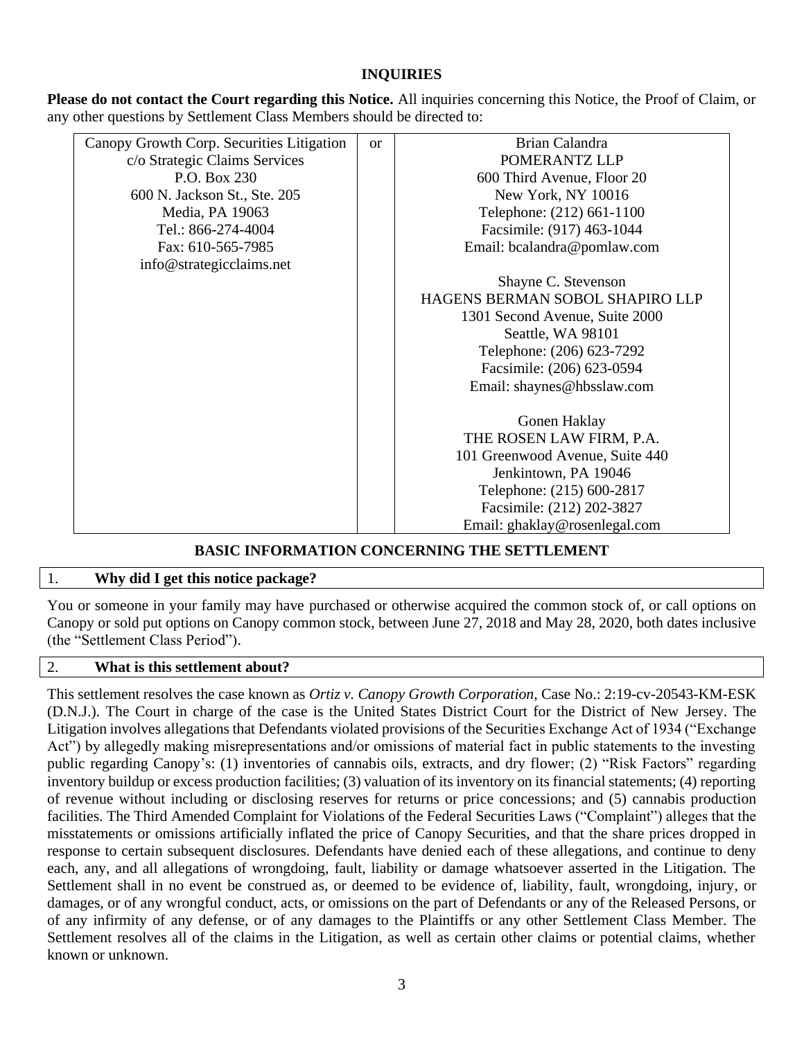## INQUIRIES

**Please do not contact the Court regarding this Notice.** All inquiries concerning this Notice, the Proof of Claim, or any other questions by Settlement Class Members should be directed to:

| | | |
|---|---|---|
| Canopy Growth Corp. Securities Litigation<br>c/o Strategic Claims Services<br>P.O. Box 230<br>600 N. Jackson St., Ste. 205<br>Media, PA 19063<br>Tel.: 866-274-4004<br>Fax: 610-565-7985<br>info@strategicclaims.net | or | Brian Calandra<br>POMERANTZ LLP<br>600 Third Avenue, Floor 20<br>New York, NY 10016<br>Telephone: (212) 661-1100<br>Facsimile: (917) 463-1044<br>Email: bcalandra@pomlaw.com<br><br>Shayne C. Stevenson<br>HAGENS BERMAN SOBOL SHAPIRO LLP<br>1301 Second Avenue, Suite 2000<br>Seattle, WA 98101<br>Telephone: (206) 623-7292<br>Facsimile: (206) 623-0594<br>Email: shaynes@hbsslaw.com<br><br>Gonen Haklay<br>THE ROSEN LAW FIRM, P.A.<br>101 Greenwood Avenue, Suite 440<br>Jenkintown, PA 19046<br>Telephone: (215) 600-2817<br>Facsimile: (212) 202-3827<br>Email: ghaklay@rosenlegal.com |

## BASIC INFORMATION CONCERNING THE SETTLEMENT

### 1. Why did I get this notice package?

You or someone in your family may have purchased or otherwise acquired the common stock of, or call options on Canopy or sold put options on Canopy common stock, between June 27, 2018 and May 28, 2020, both dates inclusive (the "Settlement Class Period").

### 2. What is this settlement about?

This settlement resolves the case known as *Ortiz v. Canopy Growth Corporation*, Case No.: 2:19-cv-20543-KM-ESK (D.N.J.). The Court in charge of the case is the United States District Court for the District of New Jersey. The Litigation involves allegations that Defendants violated provisions of the Securities Exchange Act of 1934 ("Exchange Act") by allegedly making misrepresentations and/or omissions of material fact in public statements to the investing public regarding Canopy's: (1) inventories of cannabis oils, extracts, and dry flower; (2) "Risk Factors" regarding inventory buildup or excess production facilities; (3) valuation of its inventory on its financial statements; (4) reporting of revenue without including or disclosing reserves for returns or price concessions; and (5) cannabis production facilities. The Third Amended Complaint for Violations of the Federal Securities Laws ("Complaint") alleges that the misstatements or omissions artificially inflated the price of Canopy Securities, and that the share prices dropped in response to certain subsequent disclosures. Defendants have denied each of these allegations, and continue to deny each, any, and all allegations of wrongdoing, fault, liability or damage whatsoever asserted in the Litigation. The Settlement shall in no event be construed as, or deemed to be evidence of, liability, fault, wrongdoing, injury, or damages, or of any wrongful conduct, acts, or omissions on the part of Defendants or any of the Released Persons, or of any infirmity of any defense, or of any damages to the Plaintiffs or any other Settlement Class Member. The Settlement resolves all of the claims in the Litigation, as well as certain other claims or potential claims, whether known or unknown.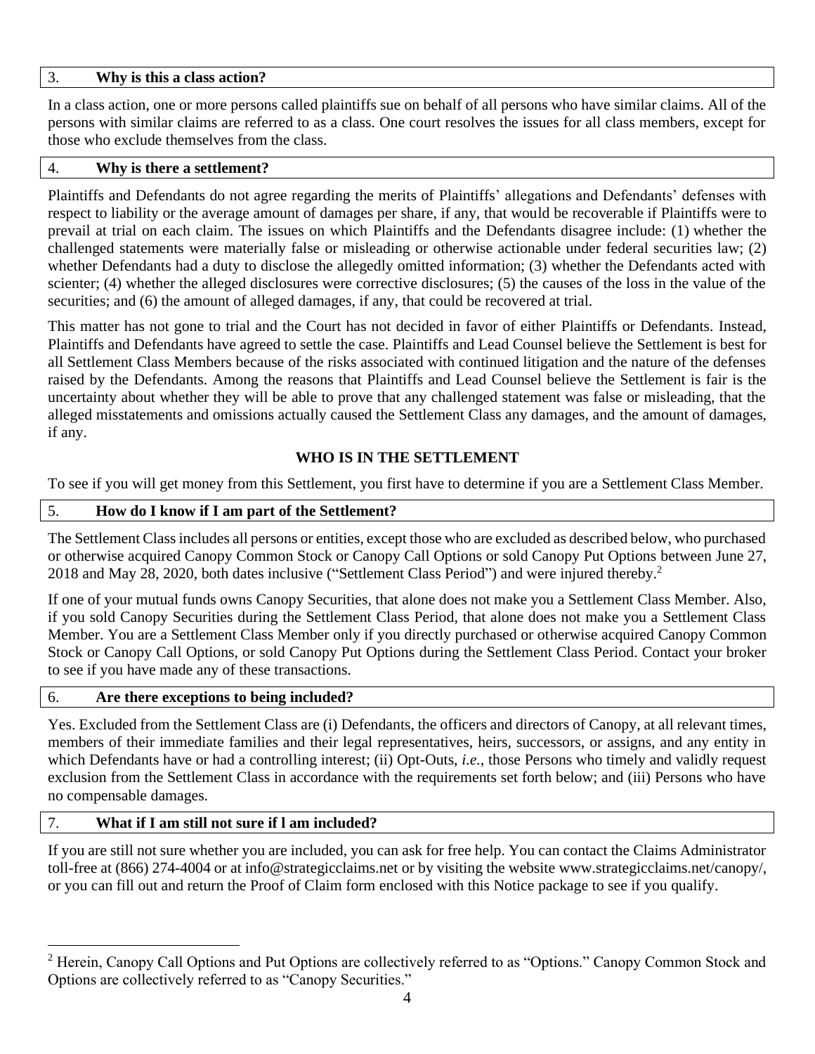### 3. Why is this a class action?

In a class action, one or more persons called plaintiffs sue on behalf of all persons who have similar claims. All of the persons with similar claims are referred to as a class. One court resolves the issues for all class members, except for those who exclude themselves from the class.

### 4. Why is there a settlement?

Plaintiffs and Defendants do not agree regarding the merits of Plaintiffs' allegations and Defendants' defenses with respect to liability or the average amount of damages per share, if any, that would be recoverable if Plaintiffs were to prevail at trial on each claim. The issues on which Plaintiffs and the Defendants disagree include: (1) whether the challenged statements were materially false or misleading or otherwise actionable under federal securities law; (2) whether Defendants had a duty to disclose the allegedly omitted information; (3) whether the Defendants acted with scienter; (4) whether the alleged disclosures were corrective disclosures; (5) the causes of the loss in the value of the securities; and (6) the amount of alleged damages, if any, that could be recovered at trial.

This matter has not gone to trial and the Court has not decided in favor of either Plaintiffs or Defendants. Instead, Plaintiffs and Defendants have agreed to settle the case. Plaintiffs and Lead Counsel believe the Settlement is best for all Settlement Class Members because of the risks associated with continued litigation and the nature of the defenses raised by the Defendants. Among the reasons that Plaintiffs and Lead Counsel believe the Settlement is fair is the uncertainty about whether they will be able to prove that any challenged statement was false or misleading, that the alleged misstatements and omissions actually caused the Settlement Class any damages, and the amount of damages, if any.

## WHO IS IN THE SETTLEMENT

To see if you will get money from this Settlement, you first have to determine if you are a Settlement Class Member.

### 5. How do I know if I am part of the Settlement?

The Settlement Class includes all persons or entities, except those who are excluded as described below, who purchased or otherwise acquired Canopy Common Stock or Canopy Call Options or sold Canopy Put Options between June 27, 2018 and May 28, 2020, both dates inclusive ("Settlement Class Period") and were injured thereby.[2]

If one of your mutual funds owns Canopy Securities, that alone does not make you a Settlement Class Member. Also, if you sold Canopy Securities during the Settlement Class Period, that alone does not make you a Settlement Class Member. You are a Settlement Class Member only if you directly purchased or otherwise acquired Canopy Common Stock or Canopy Call Options, or sold Canopy Put Options during the Settlement Class Period. Contact your broker to see if you have made any of these transactions.

### 6. Are there exceptions to being included?

Yes. Excluded from the Settlement Class are (i) Defendants, the officers and directors of Canopy, at all relevant times, members of their immediate families and their legal representatives, heirs, successors, or assigns, and any entity in which Defendants have or had a controlling interest; (ii) Opt-Outs, *i.e.*, those Persons who timely and validly request exclusion from the Settlement Class in accordance with the requirements set forth below; and (iii) Persons who have no compensable damages.

### 7. What if I am still not sure if l am included?

If you are still not sure whether you are included, you can ask for free help. You can contact the Claims Administrator toll-free at (866) 274-4004 or at info@strategicclaims.net or by visiting the website www.strategicclaims.net/canopy/, or you can fill out and return the Proof of Claim form enclosed with this Notice package to see if you qualify.

---

[2] Herein, Canopy Call Options and Put Options are collectively referred to as "Options." Canopy Common Stock and Options are collectively referred to as "Canopy Securities."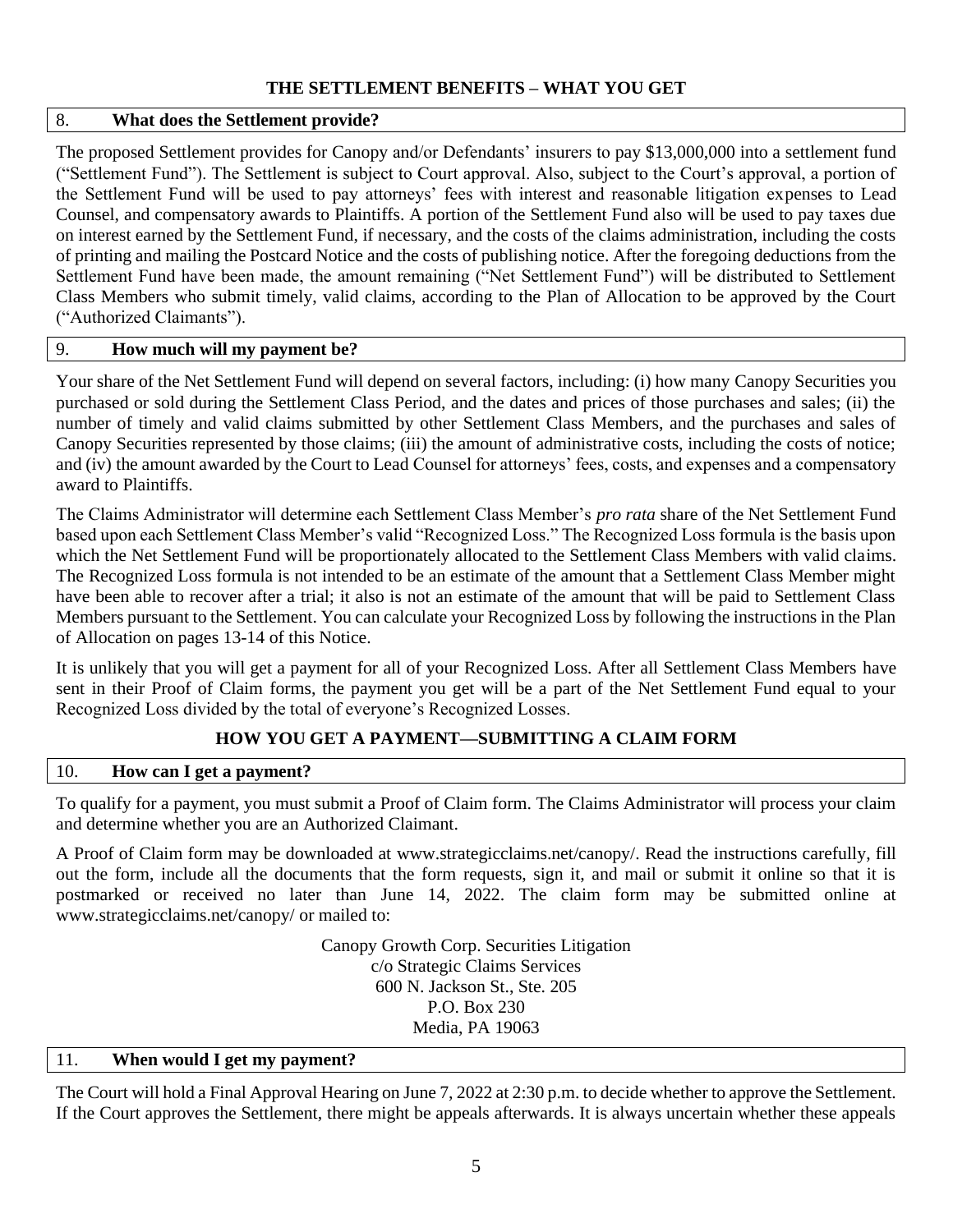## THE SETTLEMENT BENEFITS – WHAT YOU GET

### 8. What does the Settlement provide?

The proposed Settlement provides for Canopy and/or Defendants' insurers to pay $13,000,000 into a settlement fund ("Settlement Fund"). The Settlement is subject to Court approval. Also, subject to the Court's approval, a portion of the Settlement Fund will be used to pay attorneys' fees with interest and reasonable litigation expenses to Lead Counsel, and compensatory awards to Plaintiffs. A portion of the Settlement Fund also will be used to pay taxes due on interest earned by the Settlement Fund, if necessary, and the costs of the claims administration, including the costs of printing and mailing the Postcard Notice and the costs of publishing notice. After the foregoing deductions from the Settlement Fund have been made, the amount remaining ("Net Settlement Fund") will be distributed to Settlement Class Members who submit timely, valid claims, according to the Plan of Allocation to be approved by the Court ("Authorized Claimants").

### 9. How much will my payment be?

Your share of the Net Settlement Fund will depend on several factors, including: (i) how many Canopy Securities you purchased or sold during the Settlement Class Period, and the dates and prices of those purchases and sales; (ii) the number of timely and valid claims submitted by other Settlement Class Members, and the purchases and sales of Canopy Securities represented by those claims; (iii) the amount of administrative costs, including the costs of notice; and (iv) the amount awarded by the Court to Lead Counsel for attorneys' fees, costs, and expenses and a compensatory award to Plaintiffs.

The Claims Administrator will determine each Settlement Class Member's *pro rata* share of the Net Settlement Fund based upon each Settlement Class Member's valid "Recognized Loss." The Recognized Loss formula is the basis upon which the Net Settlement Fund will be proportionately allocated to the Settlement Class Members with valid claims. The Recognized Loss formula is not intended to be an estimate of the amount that a Settlement Class Member might have been able to recover after a trial; it also is not an estimate of the amount that will be paid to Settlement Class Members pursuant to the Settlement. You can calculate your Recognized Loss by following the instructions in the Plan of Allocation on pages 13-14 of this Notice.

It is unlikely that you will get a payment for all of your Recognized Loss. After all Settlement Class Members have sent in their Proof of Claim forms, the payment you get will be a part of the Net Settlement Fund equal to your Recognized Loss divided by the total of everyone's Recognized Losses.

## HOW YOU GET A PAYMENT—SUBMITTING A CLAIM FORM

### 10. How can I get a payment?

To qualify for a payment, you must submit a Proof of Claim form. The Claims Administrator will process your claim and determine whether you are an Authorized Claimant.

A Proof of Claim form may be downloaded at www.strategicclaims.net/canopy/. Read the instructions carefully, fill out the form, include all the documents that the form requests, sign it, and mail or submit it online so that it is postmarked or received no later than June 14, 2022. The claim form may be submitted online at www.strategicclaims.net/canopy/ or mailed to:

Canopy Growth Corp. Securities Litigation
c/o Strategic Claims Services
600 N. Jackson St., Ste. 205
P.O. Box 230
Media, PA 19063

### 11. When would I get my payment?

The Court will hold a Final Approval Hearing on June 7, 2022 at 2:30 p.m. to decide whether to approve the Settlement. If the Court approves the Settlement, there might be appeals afterwards. It is always uncertain whether these appeals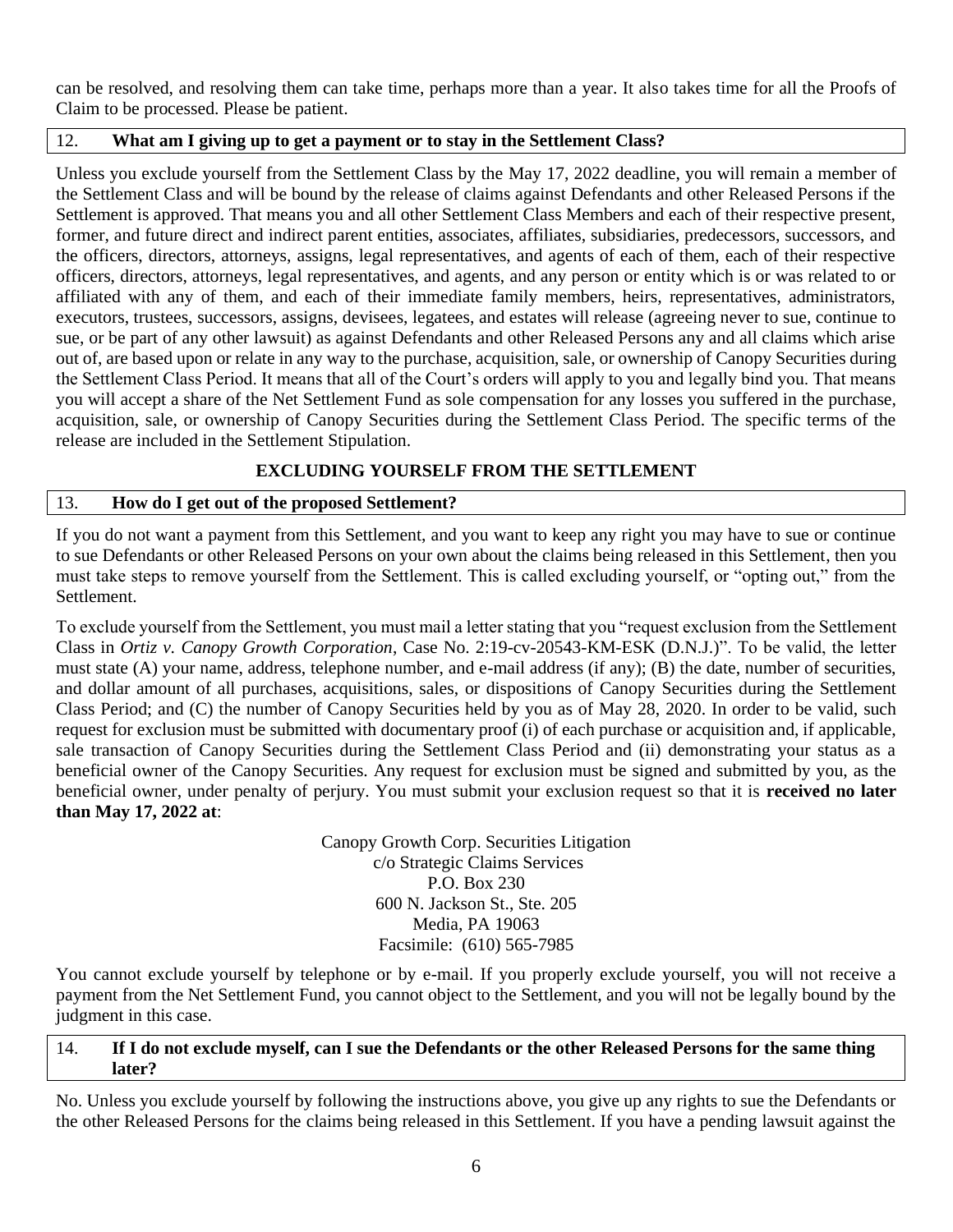can be resolved, and resolving them can take time, perhaps more than a year. It also takes time for all the Proofs of Claim to be processed. Please be patient.

### 12. What am I giving up to get a payment or to stay in the Settlement Class?

Unless you exclude yourself from the Settlement Class by the May 17, 2022 deadline, you will remain a member of the Settlement Class and will be bound by the release of claims against Defendants and other Released Persons if the Settlement is approved. That means you and all other Settlement Class Members and each of their respective present, former, and future direct and indirect parent entities, associates, affiliates, subsidiaries, predecessors, successors, and the officers, directors, attorneys, assigns, legal representatives, and agents of each of them, each of their respective officers, directors, attorneys, legal representatives, and agents, and any person or entity which is or was related to or affiliated with any of them, and each of their immediate family members, heirs, representatives, administrators, executors, trustees, successors, assigns, devisees, legatees, and estates will release (agreeing never to sue, continue to sue, or be part of any other lawsuit) as against Defendants and other Released Persons any and all claims which arise out of, are based upon or relate in any way to the purchase, acquisition, sale, or ownership of Canopy Securities during the Settlement Class Period. It means that all of the Court's orders will apply to you and legally bind you. That means you will accept a share of the Net Settlement Fund as sole compensation for any losses you suffered in the purchase, acquisition, sale, or ownership of Canopy Securities during the Settlement Class Period. The specific terms of the release are included in the Settlement Stipulation.

## EXCLUDING YOURSELF FROM THE SETTLEMENT

### 13. How do I get out of the proposed Settlement?

If you do not want a payment from this Settlement, and you want to keep any right you may have to sue or continue to sue Defendants or other Released Persons on your own about the claims being released in this Settlement, then you must take steps to remove yourself from the Settlement. This is called excluding yourself, or "opting out," from the Settlement.

To exclude yourself from the Settlement, you must mail a letter stating that you "request exclusion from the Settlement Class in *Ortiz v. Canopy Growth Corporation*, Case No. 2:19-cv-20543-KM-ESK (D.N.J.)". To be valid, the letter must state (A) your name, address, telephone number, and e-mail address (if any); (B) the date, number of securities, and dollar amount of all purchases, acquisitions, sales, or dispositions of Canopy Securities during the Settlement Class Period; and (C) the number of Canopy Securities held by you as of May 28, 2020. In order to be valid, such request for exclusion must be submitted with documentary proof (i) of each purchase or acquisition and, if applicable, sale transaction of Canopy Securities during the Settlement Class Period and (ii) demonstrating your status as a beneficial owner of the Canopy Securities. Any request for exclusion must be signed and submitted by you, as the beneficial owner, under penalty of perjury. You must submit your exclusion request so that it is **received no later than May 17, 2022 at**:

Canopy Growth Corp. Securities Litigation  
c/o Strategic Claims Services  
P.O. Box 230  
600 N. Jackson St., Ste. 205  
Media, PA 19063  
Facsimile: (610) 565-7985

You cannot exclude yourself by telephone or by e-mail. If you properly exclude yourself, you will not receive a payment from the Net Settlement Fund, you cannot object to the Settlement, and you will not be legally bound by the judgment in this case.

### 14. If I do not exclude myself, can I sue the Defendants or the other Released Persons for the same thing later?

No. Unless you exclude yourself by following the instructions above, you give up any rights to sue the Defendants or the other Released Persons for the claims being released in this Settlement. If you have a pending lawsuit against the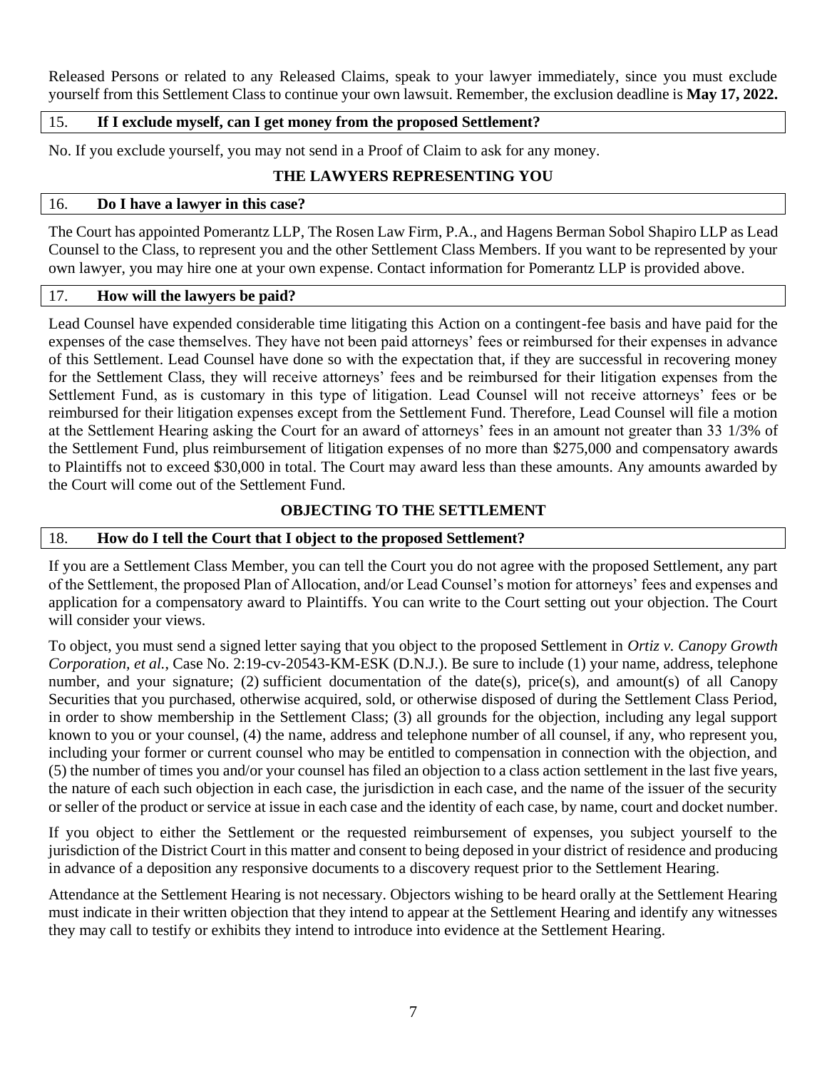Released Persons or related to any Released Claims, speak to your lawyer immediately, since you must exclude yourself from this Settlement Class to continue your own lawsuit. Remember, the exclusion deadline is **May 17, 2022.**

### 15. If I exclude myself, can I get money from the proposed Settlement?

No. If you exclude yourself, you may not send in a Proof of Claim to ask for any money.

## THE LAWYERS REPRESENTING YOU

### 16. Do I have a lawyer in this case?

The Court has appointed Pomerantz LLP, The Rosen Law Firm, P.A., and Hagens Berman Sobol Shapiro LLP as Lead Counsel to the Class, to represent you and the other Settlement Class Members. If you want to be represented by your own lawyer, you may hire one at your own expense. Contact information for Pomerantz LLP is provided above.

### 17. How will the lawyers be paid?

Lead Counsel have expended considerable time litigating this Action on a contingent-fee basis and have paid for the expenses of the case themselves. They have not been paid attorneys' fees or reimbursed for their expenses in advance of this Settlement. Lead Counsel have done so with the expectation that, if they are successful in recovering money for the Settlement Class, they will receive attorneys' fees and be reimbursed for their litigation expenses from the Settlement Fund, as is customary in this type of litigation. Lead Counsel will not receive attorneys' fees or be reimbursed for their litigation expenses except from the Settlement Fund. Therefore, Lead Counsel will file a motion at the Settlement Hearing asking the Court for an award of attorneys' fees in an amount not greater than 33 1/3% of the Settlement Fund, plus reimbursement of litigation expenses of no more than $275,000 and compensatory awards to Plaintiffs not to exceed $30,000 in total. The Court may award less than these amounts. Any amounts awarded by the Court will come out of the Settlement Fund.

## OBJECTING TO THE SETTLEMENT

### 18. How do I tell the Court that I object to the proposed Settlement?

If you are a Settlement Class Member, you can tell the Court you do not agree with the proposed Settlement, any part of the Settlement, the proposed Plan of Allocation, and/or Lead Counsel's motion for attorneys' fees and expenses and application for a compensatory award to Plaintiffs. You can write to the Court setting out your objection. The Court will consider your views.

To object, you must send a signed letter saying that you object to the proposed Settlement in *Ortiz v. Canopy Growth Corporation, et al.,* Case No. 2:19-cv-20543-KM-ESK (D.N.J.). Be sure to include (1) your name, address, telephone number, and your signature; (2) sufficient documentation of the date(s), price(s), and amount(s) of all Canopy Securities that you purchased, otherwise acquired, sold, or otherwise disposed of during the Settlement Class Period, in order to show membership in the Settlement Class; (3) all grounds for the objection, including any legal support known to you or your counsel, (4) the name, address and telephone number of all counsel, if any, who represent you, including your former or current counsel who may be entitled to compensation in connection with the objection, and (5) the number of times you and/or your counsel has filed an objection to a class action settlement in the last five years, the nature of each such objection in each case, the jurisdiction in each case, and the name of the issuer of the security or seller of the product or service at issue in each case and the identity of each case, by name, court and docket number.

If you object to either the Settlement or the requested reimbursement of expenses, you subject yourself to the jurisdiction of the District Court in this matter and consent to being deposed in your district of residence and producing in advance of a deposition any responsive documents to a discovery request prior to the Settlement Hearing.

Attendance at the Settlement Hearing is not necessary. Objectors wishing to be heard orally at the Settlement Hearing must indicate in their written objection that they intend to appear at the Settlement Hearing and identify any witnesses they may call to testify or exhibits they intend to introduce into evidence at the Settlement Hearing.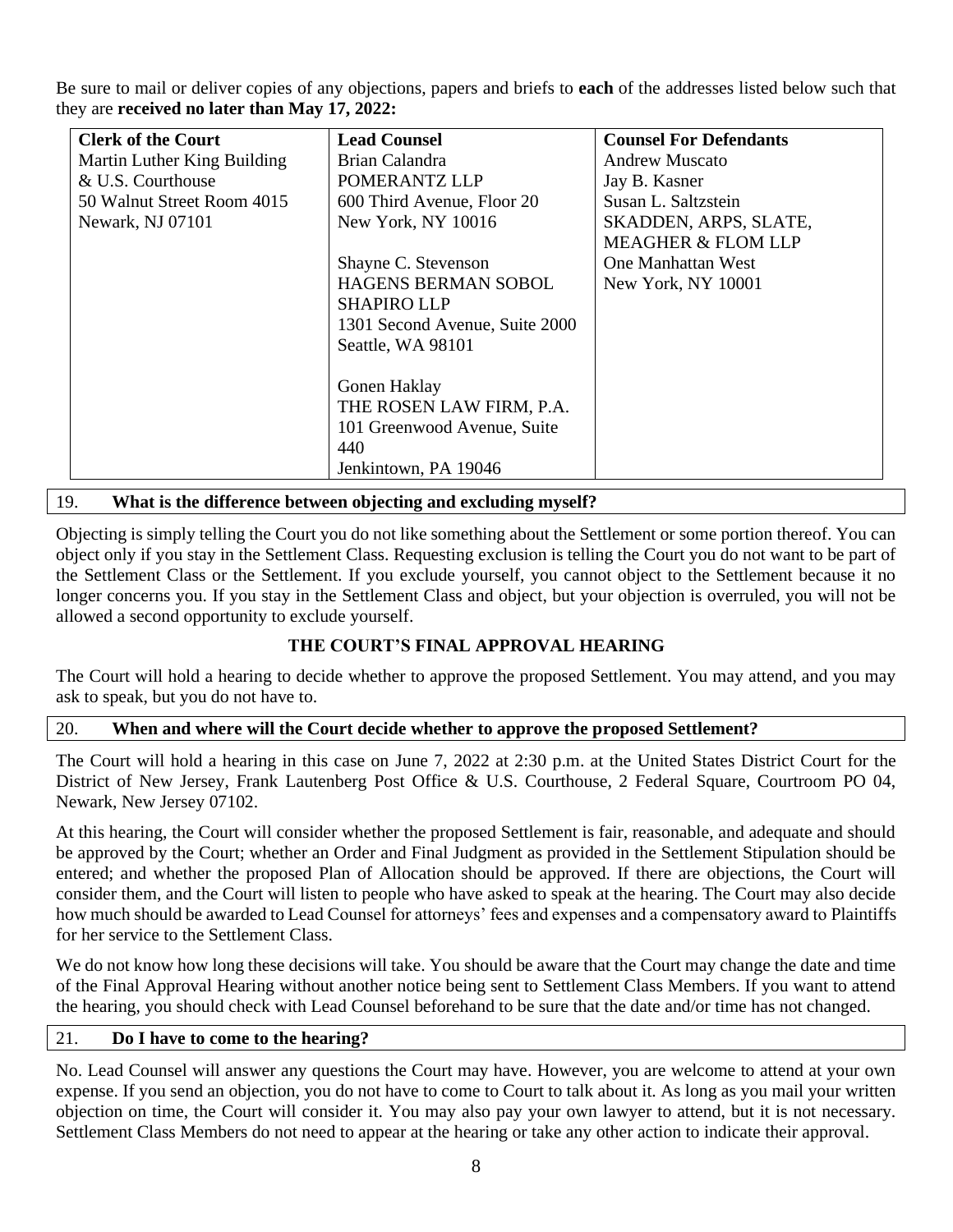Be sure to mail or deliver copies of any objections, papers and briefs to **each** of the addresses listed below such that they are **received no later than May 17, 2022:**

| **Clerk of the Court** | **Lead Counsel** | **Counsel For Defendants** |
|---|---|---|
| Martin Luther King Building<br>& U.S. Courthouse<br>50 Walnut Street Room 4015<br>Newark, NJ 07101 | Brian Calandra<br>POMERANTZ LLP<br>600 Third Avenue, Floor 20<br>New York, NY 10016<br><br>Shayne C. Stevenson<br>HAGENS BERMAN SOBOL SHAPIRO LLP<br>1301 Second Avenue, Suite 2000<br>Seattle, WA 98101<br><br>Gonen Haklay<br>THE ROSEN LAW FIRM, P.A.<br>101 Greenwood Avenue, Suite 440<br>Jenkintown, PA 19046 | Andrew Muscato<br>Jay B. Kasner<br>Susan L. Saltzstein<br>SKADDEN, ARPS, SLATE, MEAGHER & FLOM LLP<br>One Manhattan West<br>New York, NY 10001 |

### 19. What is the difference between objecting and excluding myself?

Objecting is simply telling the Court you do not like something about the Settlement or some portion thereof. You can object only if you stay in the Settlement Class. Requesting exclusion is telling the Court you do not want to be part of the Settlement Class or the Settlement. If you exclude yourself, you cannot object to the Settlement because it no longer concerns you. If you stay in the Settlement Class and object, but your objection is overruled, you will not be allowed a second opportunity to exclude yourself.

## THE COURT'S FINAL APPROVAL HEARING

The Court will hold a hearing to decide whether to approve the proposed Settlement. You may attend, and you may ask to speak, but you do not have to.

### 20. When and where will the Court decide whether to approve the proposed Settlement?

The Court will hold a hearing in this case on June 7, 2022 at 2:30 p.m. at the United States District Court for the District of New Jersey, Frank Lautenberg Post Office & U.S. Courthouse, 2 Federal Square, Courtroom PO 04, Newark, New Jersey 07102.

At this hearing, the Court will consider whether the proposed Settlement is fair, reasonable, and adequate and should be approved by the Court; whether an Order and Final Judgment as provided in the Settlement Stipulation should be entered; and whether the proposed Plan of Allocation should be approved. If there are objections, the Court will consider them, and the Court will listen to people who have asked to speak at the hearing. The Court may also decide how much should be awarded to Lead Counsel for attorneys' fees and expenses and a compensatory award to Plaintiffs for her service to the Settlement Class.

We do not know how long these decisions will take. You should be aware that the Court may change the date and time of the Final Approval Hearing without another notice being sent to Settlement Class Members. If you want to attend the hearing, you should check with Lead Counsel beforehand to be sure that the date and/or time has not changed.

### 21. Do I have to come to the hearing?

No. Lead Counsel will answer any questions the Court may have. However, you are welcome to attend at your own expense. If you send an objection, you do not have to come to Court to talk about it. As long as you mail your written objection on time, the Court will consider it. You may also pay your own lawyer to attend, but it is not necessary. Settlement Class Members do not need to appear at the hearing or take any other action to indicate their approval.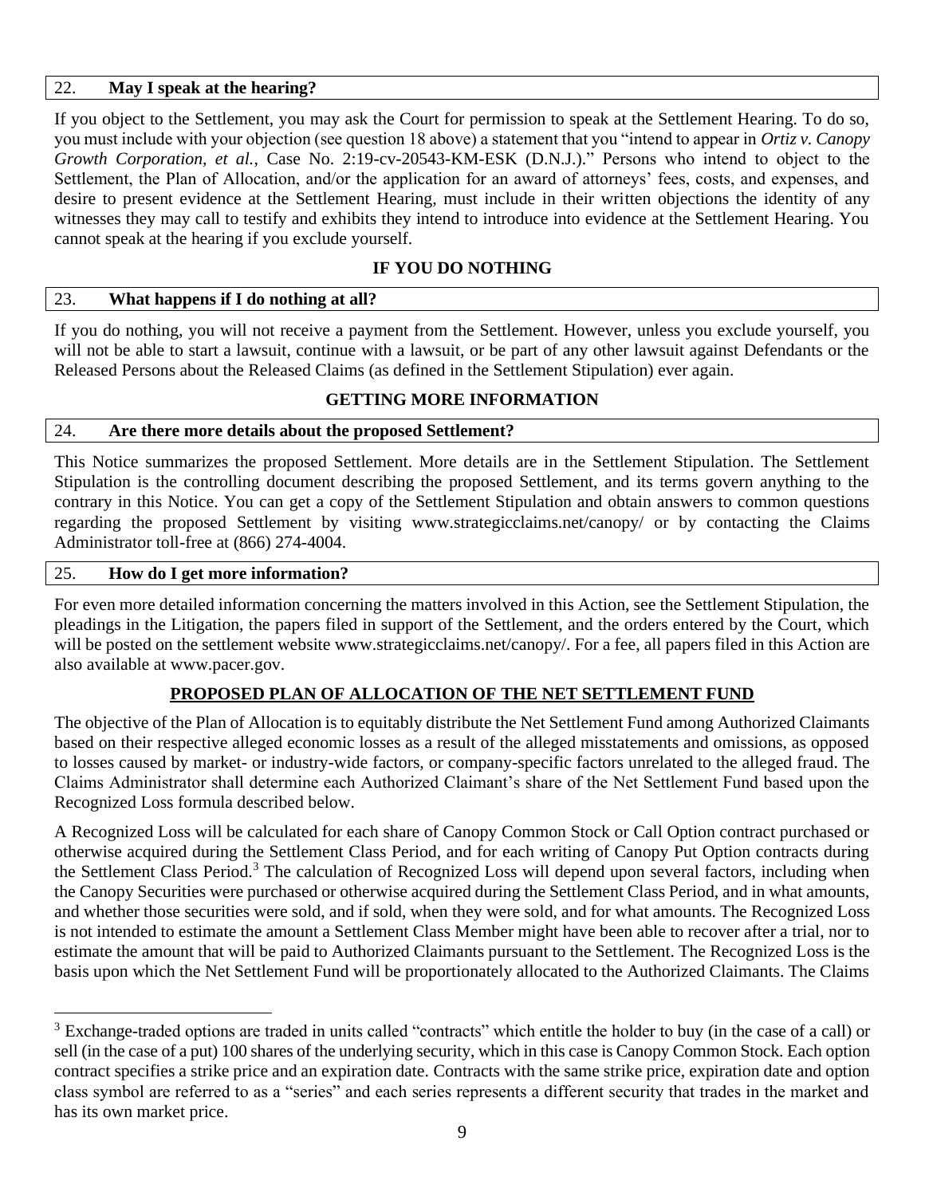### 22. May I speak at the hearing?

If you object to the Settlement, you may ask the Court for permission to speak at the Settlement Hearing. To do so, you must include with your objection (see question 18 above) a statement that you "intend to appear in *Ortiz v. Canopy Growth Corporation, et al.,* Case No. 2:19-cv-20543-KM-ESK (D.N.J.)." Persons who intend to object to the Settlement, the Plan of Allocation, and/or the application for an award of attorneys' fees, costs, and expenses, and desire to present evidence at the Settlement Hearing, must include in their written objections the identity of any witnesses they may call to testify and exhibits they intend to introduce into evidence at the Settlement Hearing. You cannot speak at the hearing if you exclude yourself.

## IF YOU DO NOTHING

### 23. What happens if I do nothing at all?

If you do nothing, you will not receive a payment from the Settlement. However, unless you exclude yourself, you will not be able to start a lawsuit, continue with a lawsuit, or be part of any other lawsuit against Defendants or the Released Persons about the Released Claims (as defined in the Settlement Stipulation) ever again.

## GETTING MORE INFORMATION

### 24. Are there more details about the proposed Settlement?

This Notice summarizes the proposed Settlement. More details are in the Settlement Stipulation. The Settlement Stipulation is the controlling document describing the proposed Settlement, and its terms govern anything to the contrary in this Notice. You can get a copy of the Settlement Stipulation and obtain answers to common questions regarding the proposed Settlement by visiting www.strategicclaims.net/canopy/ or by contacting the Claims Administrator toll-free at (866) 274-4004.

### 25. How do I get more information?

For even more detailed information concerning the matters involved in this Action, see the Settlement Stipulation, the pleadings in the Litigation, the papers filed in support of the Settlement, and the orders entered by the Court, which will be posted on the settlement website www.strategicclaims.net/canopy/. For a fee, all papers filed in this Action are also available at www.pacer.gov.

## PROPOSED PLAN OF ALLOCATION OF THE NET SETTLEMENT FUND

The objective of the Plan of Allocation is to equitably distribute the Net Settlement Fund among Authorized Claimants based on their respective alleged economic losses as a result of the alleged misstatements and omissions, as opposed to losses caused by market- or industry-wide factors, or company-specific factors unrelated to the alleged fraud. The Claims Administrator shall determine each Authorized Claimant's share of the Net Settlement Fund based upon the Recognized Loss formula described below.

A Recognized Loss will be calculated for each share of Canopy Common Stock or Call Option contract purchased or otherwise acquired during the Settlement Class Period, and for each writing of Canopy Put Option contracts during the Settlement Class Period.[3] The calculation of Recognized Loss will depend upon several factors, including when the Canopy Securities were purchased or otherwise acquired during the Settlement Class Period, and in what amounts, and whether those securities were sold, and if sold, when they were sold, and for what amounts. The Recognized Loss is not intended to estimate the amount a Settlement Class Member might have been able to recover after a trial, nor to estimate the amount that will be paid to Authorized Claimants pursuant to the Settlement. The Recognized Loss is the basis upon which the Net Settlement Fund will be proportionately allocated to the Authorized Claimants. The Claims

[3] Exchange-traded options are traded in units called "contracts" which entitle the holder to buy (in the case of a call) or sell (in the case of a put) 100 shares of the underlying security, which in this case is Canopy Common Stock. Each option contract specifies a strike price and an expiration date. Contracts with the same strike price, expiration date and option class symbol are referred to as a "series" and each series represents a different security that trades in the market and has its own market price.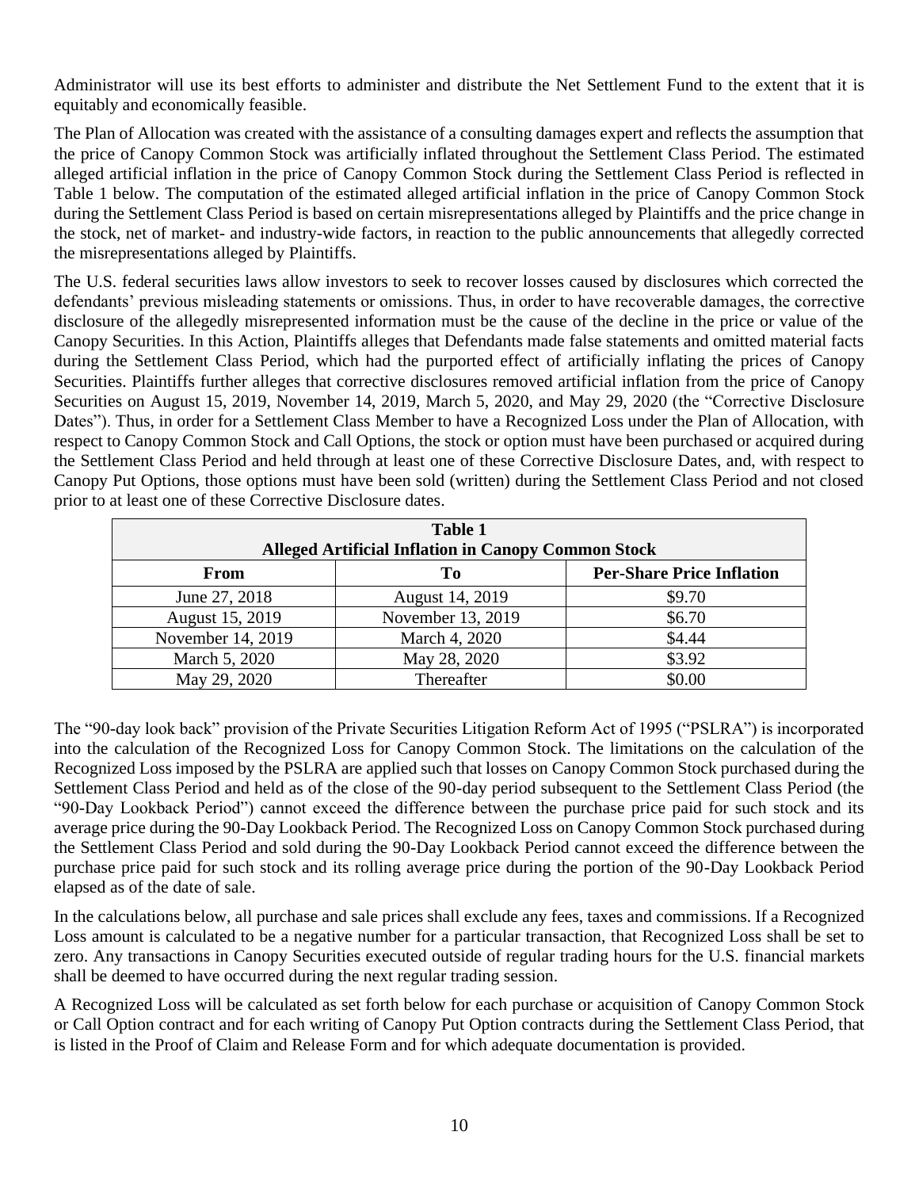Administrator will use its best efforts to administer and distribute the Net Settlement Fund to the extent that it is equitably and economically feasible.

The Plan of Allocation was created with the assistance of a consulting damages expert and reflects the assumption that the price of Canopy Common Stock was artificially inflated throughout the Settlement Class Period. The estimated alleged artificial inflation in the price of Canopy Common Stock during the Settlement Class Period is reflected in Table 1 below. The computation of the estimated alleged artificial inflation in the price of Canopy Common Stock during the Settlement Class Period is based on certain misrepresentations alleged by Plaintiffs and the price change in the stock, net of market- and industry-wide factors, in reaction to the public announcements that allegedly corrected the misrepresentations alleged by Plaintiffs.

The U.S. federal securities laws allow investors to seek to recover losses caused by disclosures which corrected the defendants' previous misleading statements or omissions. Thus, in order to have recoverable damages, the corrective disclosure of the allegedly misrepresented information must be the cause of the decline in the price or value of the Canopy Securities. In this Action, Plaintiffs alleges that Defendants made false statements and omitted material facts during the Settlement Class Period, which had the purported effect of artificially inflating the prices of Canopy Securities. Plaintiffs further alleges that corrective disclosures removed artificial inflation from the price of Canopy Securities on August 15, 2019, November 14, 2019, March 5, 2020, and May 29, 2020 (the "Corrective Disclosure Dates"). Thus, in order for a Settlement Class Member to have a Recognized Loss under the Plan of Allocation, with respect to Canopy Common Stock and Call Options, the stock or option must have been purchased or acquired during the Settlement Class Period and held through at least one of these Corrective Disclosure Dates, and, with respect to Canopy Put Options, those options must have been sold (written) during the Settlement Class Period and not closed prior to at least one of these Corrective Disclosure dates.

**Table 1**
**Alleged Artificial Inflation in Canopy Common Stock**

| From | To | Per-Share Price Inflation |
|---|---|---|
| June 27, 2018 | August 14, 2019 | $9.70 |
| August 15, 2019 | November 13, 2019 | $6.70 |
| November 14, 2019 | March 4, 2020 | $4.44 |
| March 5, 2020 | May 28, 2020 | $3.92 |
| May 29, 2020 | Thereafter | $0.00 |

The "90-day look back" provision of the Private Securities Litigation Reform Act of 1995 ("PSLRA") is incorporated into the calculation of the Recognized Loss for Canopy Common Stock. The limitations on the calculation of the Recognized Loss imposed by the PSLRA are applied such that losses on Canopy Common Stock purchased during the Settlement Class Period and held as of the close of the 90-day period subsequent to the Settlement Class Period (the "90-Day Lookback Period") cannot exceed the difference between the purchase price paid for such stock and its average price during the 90-Day Lookback Period. The Recognized Loss on Canopy Common Stock purchased during the Settlement Class Period and sold during the 90-Day Lookback Period cannot exceed the difference between the purchase price paid for such stock and its rolling average price during the portion of the 90-Day Lookback Period elapsed as of the date of sale.

In the calculations below, all purchase and sale prices shall exclude any fees, taxes and commissions. If a Recognized Loss amount is calculated to be a negative number for a particular transaction, that Recognized Loss shall be set to zero. Any transactions in Canopy Securities executed outside of regular trading hours for the U.S. financial markets shall be deemed to have occurred during the next regular trading session.

A Recognized Loss will be calculated as set forth below for each purchase or acquisition of Canopy Common Stock or Call Option contract and for each writing of Canopy Put Option contracts during the Settlement Class Period, that is listed in the Proof of Claim and Release Form and for which adequate documentation is provided.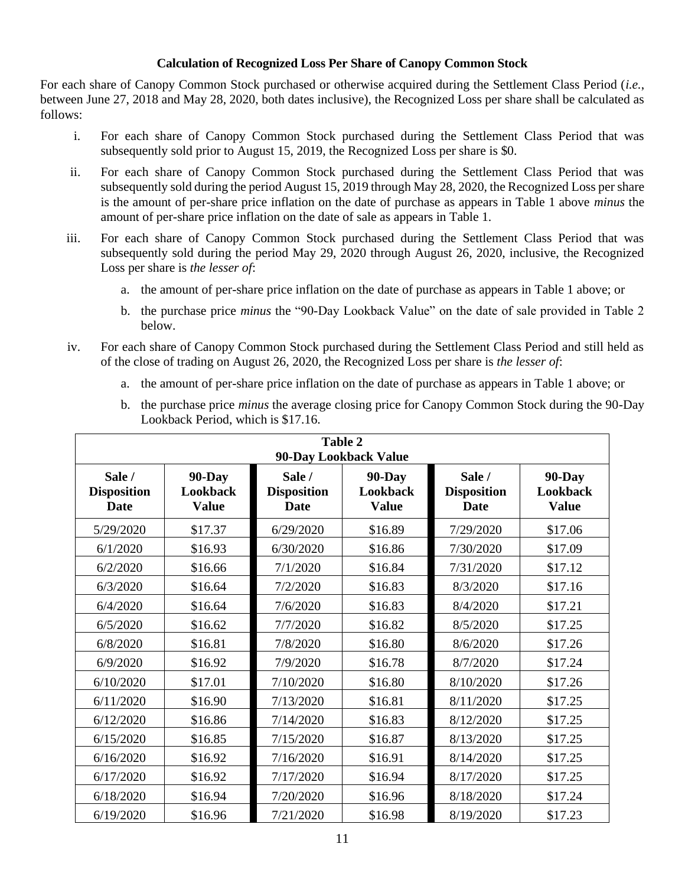### Calculation of Recognized Loss Per Share of Canopy Common Stock

For each share of Canopy Common Stock purchased or otherwise acquired during the Settlement Class Period (*i.e.*, between June 27, 2018 and May 28, 2020, both dates inclusive), the Recognized Loss per share shall be calculated as follows:

i. For each share of Canopy Common Stock purchased during the Settlement Class Period that was subsequently sold prior to August 15, 2019, the Recognized Loss per share is $0.

ii. For each share of Canopy Common Stock purchased during the Settlement Class Period that was subsequently sold during the period August 15, 2019 through May 28, 2020, the Recognized Loss per share is the amount of per-share price inflation on the date of purchase as appears in Table 1 above *minus* the amount of per-share price inflation on the date of sale as appears in Table 1.

iii. For each share of Canopy Common Stock purchased during the Settlement Class Period that was subsequently sold during the period May 29, 2020 through August 26, 2020, inclusive, the Recognized Loss per share is *the lesser of*:

   a. the amount of per-share price inflation on the date of purchase as appears in Table 1 above; or

   b. the purchase price *minus* the "90-Day Lookback Value" on the date of sale provided in Table 2 below.

iv. For each share of Canopy Common Stock purchased during the Settlement Class Period and still held as of the close of trading on August 26, 2020, the Recognized Loss per share is *the lesser of*:

   a. the amount of per-share price inflation on the date of purchase as appears in Table 1 above; or

   b. the purchase price *minus* the average closing price for Canopy Common Stock during the 90-Day Lookback Period, which is $17.16.

**Table 2**
**90-Day Lookback Value**

| Sale / Disposition Date | 90-Day Lookback Value | Sale / Disposition Date | 90-Day Lookback Value | Sale / Disposition Date | 90-Day Lookback Value |
|---|---|---|---|---|---|
| 5/29/2020 | $17.37 | 6/29/2020 | $16.89 | 7/29/2020 | $17.06 |
| 6/1/2020 | $16.93 | 6/30/2020 | $16.86 | 7/30/2020 | $17.09 |
| 6/2/2020 | $16.66 | 7/1/2020 | $16.84 | 7/31/2020 | $17.12 |
| 6/3/2020 | $16.64 | 7/2/2020 | $16.83 | 8/3/2020 | $17.16 |
| 6/4/2020 | $16.64 | 7/6/2020 | $16.83 | 8/4/2020 | $17.21 |
| 6/5/2020 | $16.62 | 7/7/2020 | $16.82 | 8/5/2020 | $17.25 |
| 6/8/2020 | $16.81 | 7/8/2020 | $16.80 | 8/6/2020 | $17.26 |
| 6/9/2020 | $16.92 | 7/9/2020 | $16.78 | 8/7/2020 | $17.24 |
| 6/10/2020 | $17.01 | 7/10/2020 | $16.80 | 8/10/2020 | $17.26 |
| 6/11/2020 | $16.90 | 7/13/2020 | $16.81 | 8/11/2020 | $17.25 |
| 6/12/2020 | $16.86 | 7/14/2020 | $16.83 | 8/12/2020 | $17.25 |
| 6/15/2020 | $16.85 | 7/15/2020 | $16.87 | 8/13/2020 | $17.25 |
| 6/16/2020 | $16.92 | 7/16/2020 | $16.91 | 8/14/2020 | $17.25 |
| 6/17/2020 | $16.92 | 7/17/2020 | $16.94 | 8/17/2020 | $17.25 |
| 6/18/2020 | $16.94 | 7/20/2020 | $16.96 | 8/18/2020 | $17.24 |
| 6/19/2020 | $16.96 | 7/21/2020 | $16.98 | 8/19/2020 | $17.23 |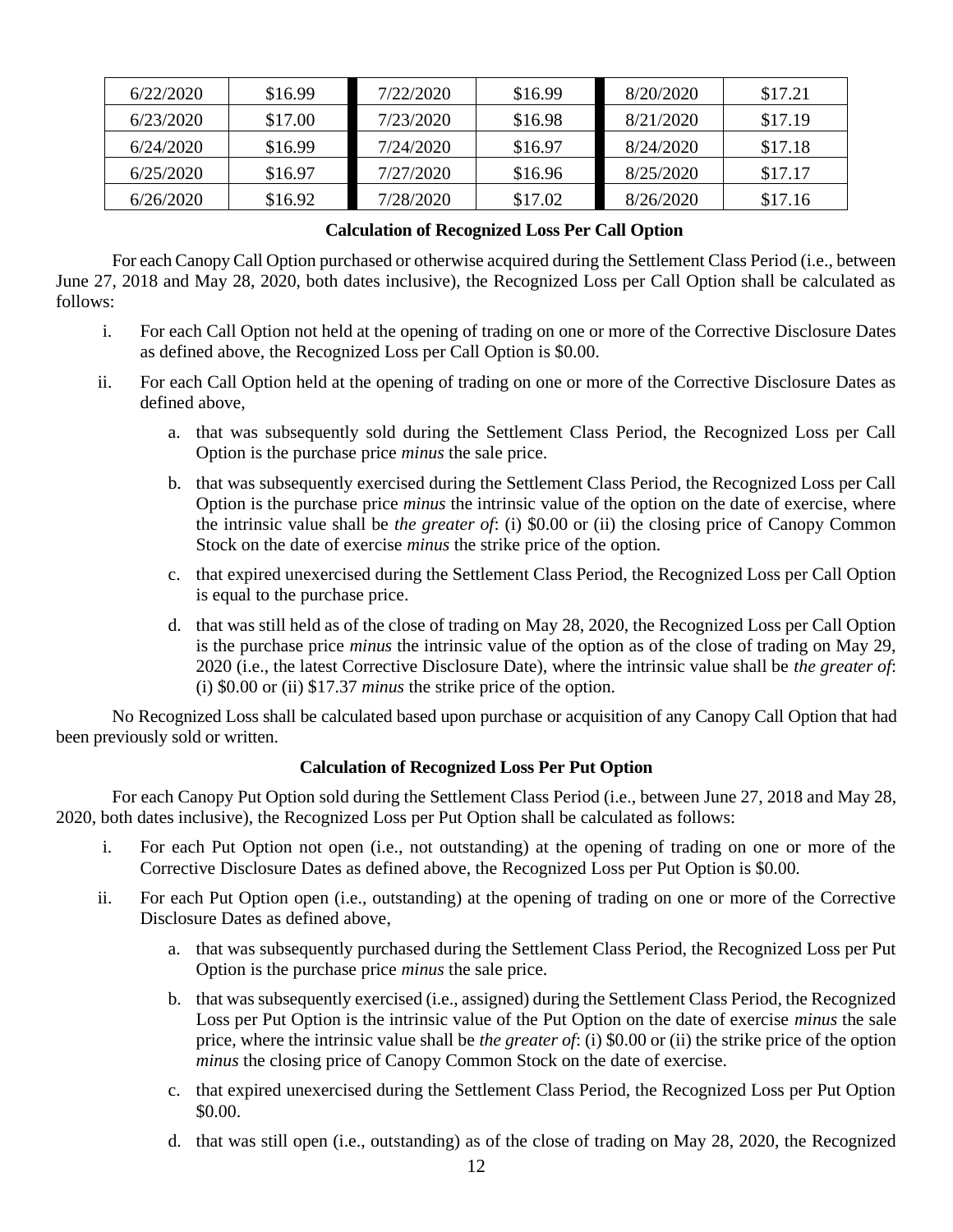| 6/22/2020 | $16.99 | 7/22/2020 | $16.99 | 8/20/2020 | $17.21 |
|---|---|---|---|---|---|
| 6/23/2020 | $17.00 | 7/23/2020 | $16.98 | 8/21/2020 | $17.19 |
| 6/24/2020 | $16.99 | 7/24/2020 | $16.97 | 8/24/2020 | $17.18 |
| 6/25/2020 | $16.97 | 7/27/2020 | $16.96 | 8/25/2020 | $17.17 |
| 6/26/2020 | $16.92 | 7/28/2020 | $17.02 | 8/26/2020 | $17.16 |

**Calculation of Recognized Loss Per Call Option**

For each Canopy Call Option purchased or otherwise acquired during the Settlement Class Period (i.e., between June 27, 2018 and May 28, 2020, both dates inclusive), the Recognized Loss per Call Option shall be calculated as follows:

i. For each Call Option not held at the opening of trading on one or more of the Corrective Disclosure Dates as defined above, the Recognized Loss per Call Option is $0.00.

ii. For each Call Option held at the opening of trading on one or more of the Corrective Disclosure Dates as defined above,

   a. that was subsequently sold during the Settlement Class Period, the Recognized Loss per Call Option is the purchase price *minus* the sale price.

   b. that was subsequently exercised during the Settlement Class Period, the Recognized Loss per Call Option is the purchase price *minus* the intrinsic value of the option on the date of exercise, where the intrinsic value shall be *the greater of*: (i) $0.00 or (ii) the closing price of Canopy Common Stock on the date of exercise *minus* the strike price of the option.

   c. that expired unexercised during the Settlement Class Period, the Recognized Loss per Call Option is equal to the purchase price.

   d. that was still held as of the close of trading on May 28, 2020, the Recognized Loss per Call Option is the purchase price *minus* the intrinsic value of the option as of the close of trading on May 29, 2020 (i.e., the latest Corrective Disclosure Date), where the intrinsic value shall be *the greater of*: (i) $0.00 or (ii) $17.37 *minus* the strike price of the option.

No Recognized Loss shall be calculated based upon purchase or acquisition of any Canopy Call Option that had been previously sold or written.

**Calculation of Recognized Loss Per Put Option**

For each Canopy Put Option sold during the Settlement Class Period (i.e., between June 27, 2018 and May 28, 2020, both dates inclusive), the Recognized Loss per Put Option shall be calculated as follows:

i. For each Put Option not open (i.e., not outstanding) at the opening of trading on one or more of the Corrective Disclosure Dates as defined above, the Recognized Loss per Put Option is $0.00.

ii. For each Put Option open (i.e., outstanding) at the opening of trading on one or more of the Corrective Disclosure Dates as defined above,

   a. that was subsequently purchased during the Settlement Class Period, the Recognized Loss per Put Option is the purchase price *minus* the sale price.

   b. that was subsequently exercised (i.e., assigned) during the Settlement Class Period, the Recognized Loss per Put Option is the intrinsic value of the Put Option on the date of exercise *minus* the sale price, where the intrinsic value shall be *the greater of*: (i) $0.00 or (ii) the strike price of the option *minus* the closing price of Canopy Common Stock on the date of exercise.

   c. that expired unexercised during the Settlement Class Period, the Recognized Loss per Put Option $0.00.

   d. that was still open (i.e., outstanding) as of the close of trading on May 28, 2020, the Recognized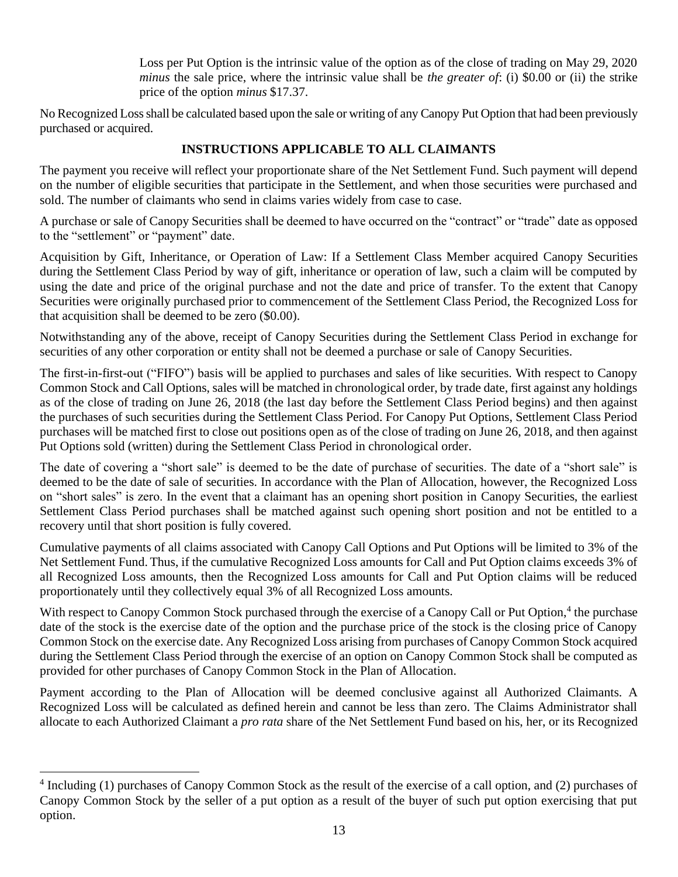Loss per Put Option is the intrinsic value of the option as of the close of trading on May 29, 2020 *minus* the sale price, where the intrinsic value shall be *the greater of*: (i) $0.00 or (ii) the strike price of the option *minus* $17.37.

No Recognized Loss shall be calculated based upon the sale or writing of any Canopy Put Option that had been previously purchased or acquired.

## INSTRUCTIONS APPLICABLE TO ALL CLAIMANTS

The payment you receive will reflect your proportionate share of the Net Settlement Fund. Such payment will depend on the number of eligible securities that participate in the Settlement, and when those securities were purchased and sold. The number of claimants who send in claims varies widely from case to case.

A purchase or sale of Canopy Securities shall be deemed to have occurred on the "contract" or "trade" date as opposed to the "settlement" or "payment" date.

Acquisition by Gift, Inheritance, or Operation of Law: If a Settlement Class Member acquired Canopy Securities during the Settlement Class Period by way of gift, inheritance or operation of law, such a claim will be computed by using the date and price of the original purchase and not the date and price of transfer. To the extent that Canopy Securities were originally purchased prior to commencement of the Settlement Class Period, the Recognized Loss for that acquisition shall be deemed to be zero ($0.00).

Notwithstanding any of the above, receipt of Canopy Securities during the Settlement Class Period in exchange for securities of any other corporation or entity shall not be deemed a purchase or sale of Canopy Securities.

The first-in-first-out ("FIFO") basis will be applied to purchases and sales of like securities. With respect to Canopy Common Stock and Call Options, sales will be matched in chronological order, by trade date, first against any holdings as of the close of trading on June 26, 2018 (the last day before the Settlement Class Period begins) and then against the purchases of such securities during the Settlement Class Period. For Canopy Put Options, Settlement Class Period purchases will be matched first to close out positions open as of the close of trading on June 26, 2018, and then against Put Options sold (written) during the Settlement Class Period in chronological order.

The date of covering a "short sale" is deemed to be the date of purchase of securities. The date of a "short sale" is deemed to be the date of sale of securities. In accordance with the Plan of Allocation, however, the Recognized Loss on "short sales" is zero. In the event that a claimant has an opening short position in Canopy Securities, the earliest Settlement Class Period purchases shall be matched against such opening short position and not be entitled to a recovery until that short position is fully covered.

Cumulative payments of all claims associated with Canopy Call Options and Put Options will be limited to 3% of the Net Settlement Fund. Thus, if the cumulative Recognized Loss amounts for Call and Put Option claims exceeds 3% of all Recognized Loss amounts, then the Recognized Loss amounts for Call and Put Option claims will be reduced proportionately until they collectively equal 3% of all Recognized Loss amounts.

With respect to Canopy Common Stock purchased through the exercise of a Canopy Call or Put Option,[4] the purchase date of the stock is the exercise date of the option and the purchase price of the stock is the closing price of Canopy Common Stock on the exercise date. Any Recognized Loss arising from purchases of Canopy Common Stock acquired during the Settlement Class Period through the exercise of an option on Canopy Common Stock shall be computed as provided for other purchases of Canopy Common Stock in the Plan of Allocation.

Payment according to the Plan of Allocation will be deemed conclusive against all Authorized Claimants. A Recognized Loss will be calculated as defined herein and cannot be less than zero. The Claims Administrator shall allocate to each Authorized Claimant a *pro rata* share of the Net Settlement Fund based on his, her, or its Recognized

[4] Including (1) purchases of Canopy Common Stock as the result of the exercise of a call option, and (2) purchases of Canopy Common Stock by the seller of a put option as a result of the buyer of such put option exercising that put option.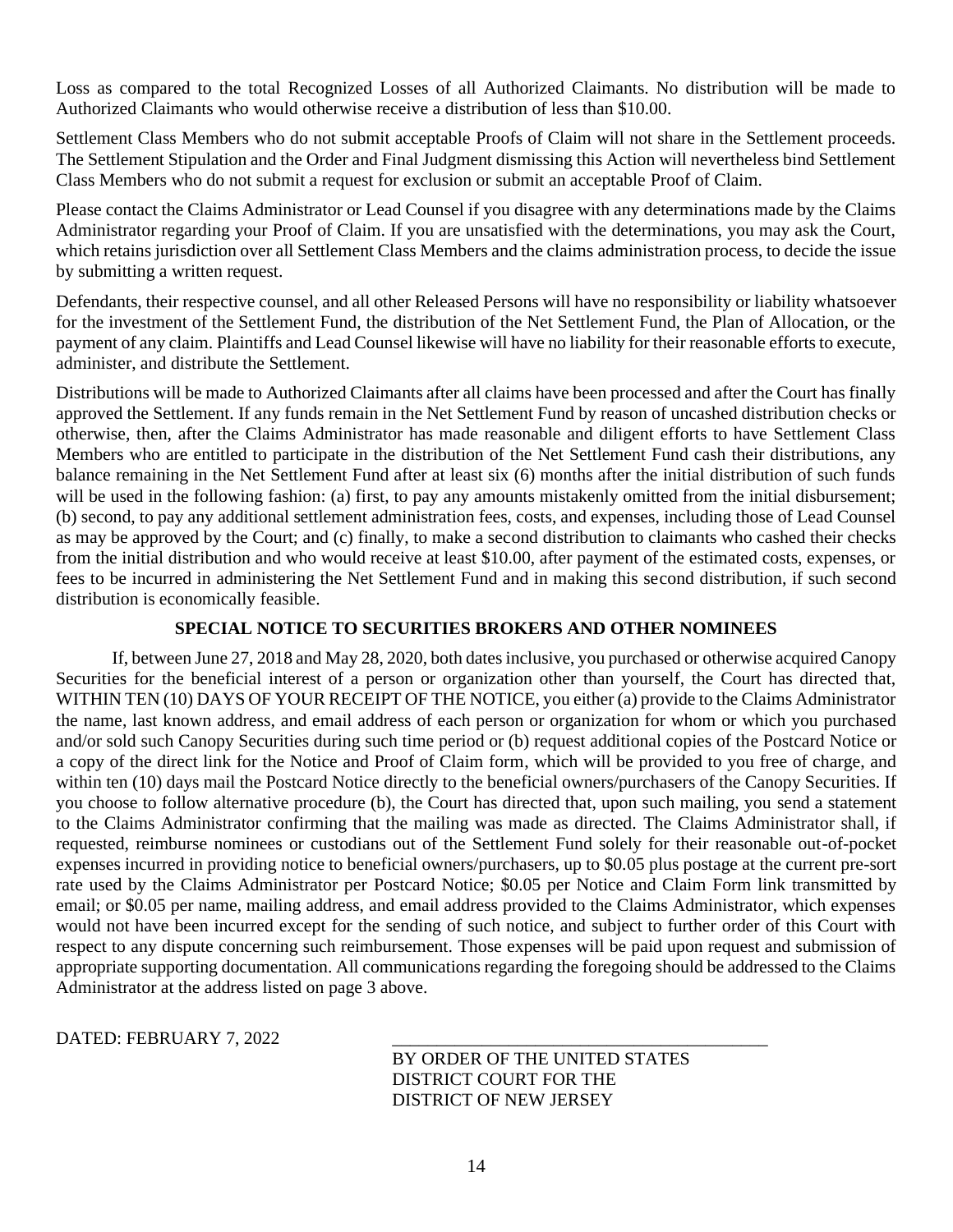Loss as compared to the total Recognized Losses of all Authorized Claimants. No distribution will be made to Authorized Claimants who would otherwise receive a distribution of less than $10.00.

Settlement Class Members who do not submit acceptable Proofs of Claim will not share in the Settlement proceeds. The Settlement Stipulation and the Order and Final Judgment dismissing this Action will nevertheless bind Settlement Class Members who do not submit a request for exclusion or submit an acceptable Proof of Claim.

Please contact the Claims Administrator or Lead Counsel if you disagree with any determinations made by the Claims Administrator regarding your Proof of Claim. If you are unsatisfied with the determinations, you may ask the Court, which retains jurisdiction over all Settlement Class Members and the claims administration process, to decide the issue by submitting a written request.

Defendants, their respective counsel, and all other Released Persons will have no responsibility or liability whatsoever for the investment of the Settlement Fund, the distribution of the Net Settlement Fund, the Plan of Allocation, or the payment of any claim. Plaintiffs and Lead Counsel likewise will have no liability for their reasonable efforts to execute, administer, and distribute the Settlement.

Distributions will be made to Authorized Claimants after all claims have been processed and after the Court has finally approved the Settlement. If any funds remain in the Net Settlement Fund by reason of uncashed distribution checks or otherwise, then, after the Claims Administrator has made reasonable and diligent efforts to have Settlement Class Members who are entitled to participate in the distribution of the Net Settlement Fund cash their distributions, any balance remaining in the Net Settlement Fund after at least six (6) months after the initial distribution of such funds will be used in the following fashion: (a) first, to pay any amounts mistakenly omitted from the initial disbursement; (b) second, to pay any additional settlement administration fees, costs, and expenses, including those of Lead Counsel as may be approved by the Court; and (c) finally, to make a second distribution to claimants who cashed their checks from the initial distribution and who would receive at least $10.00, after payment of the estimated costs, expenses, or fees to be incurred in administering the Net Settlement Fund and in making this second distribution, if such second distribution is economically feasible.

## SPECIAL NOTICE TO SECURITIES BROKERS AND OTHER NOMINEES

If, between June 27, 2018 and May 28, 2020, both dates inclusive, you purchased or otherwise acquired Canopy Securities for the beneficial interest of a person or organization other than yourself, the Court has directed that, WITHIN TEN (10) DAYS OF YOUR RECEIPT OF THE NOTICE, you either (a) provide to the Claims Administrator the name, last known address, and email address of each person or organization for whom or which you purchased and/or sold such Canopy Securities during such time period or (b) request additional copies of the Postcard Notice or a copy of the direct link for the Notice and Proof of Claim form, which will be provided to you free of charge, and within ten (10) days mail the Postcard Notice directly to the beneficial owners/purchasers of the Canopy Securities. If you choose to follow alternative procedure (b), the Court has directed that, upon such mailing, you send a statement to the Claims Administrator confirming that the mailing was made as directed. The Claims Administrator shall, if requested, reimburse nominees or custodians out of the Settlement Fund solely for their reasonable out-of-pocket expenses incurred in providing notice to beneficial owners/purchasers, up to $0.05 plus postage at the current pre-sort rate used by the Claims Administrator per Postcard Notice; $0.05 per Notice and Claim Form link transmitted by email; or $0.05 per name, mailing address, and email address provided to the Claims Administrator, which expenses would not have been incurred except for the sending of such notice, and subject to further order of this Court with respect to any dispute concerning such reimbursement. Those expenses will be paid upon request and submission of appropriate supporting documentation. All communications regarding the foregoing should be addressed to the Claims Administrator at the address listed on page 3 above.

DATED: FEBRUARY 7, 2022

\_\_\_\_\_\_\_\_\_\_\_\_\_\_\_\_\_\_\_\_\_\_\_\_\_\_\_\_\_\_\_\_\_\_\_\_\_\_\_\_

BY ORDER OF THE UNITED STATES
DISTRICT COURT FOR THE
DISTRICT OF NEW JERSEY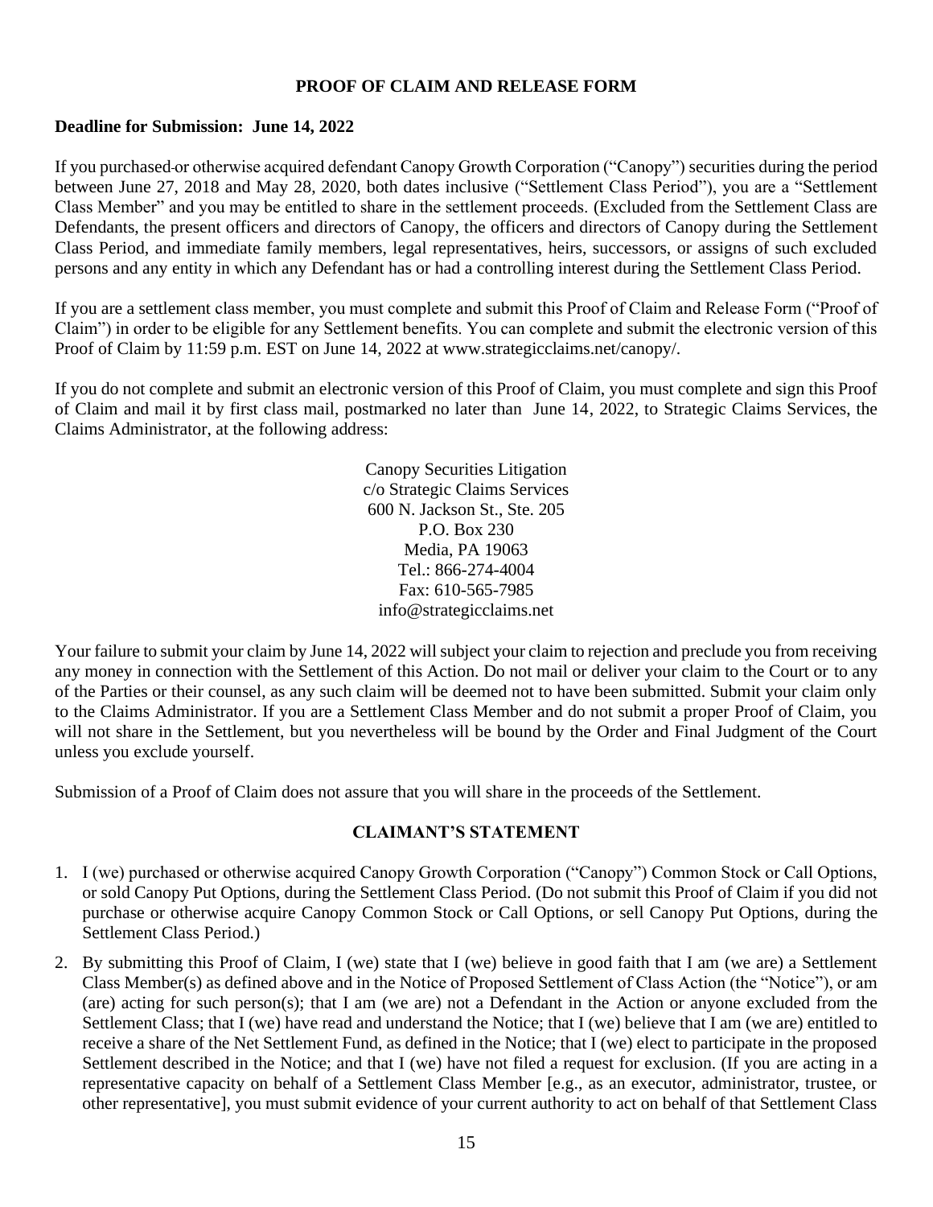## PROOF OF CLAIM AND RELEASE FORM

**Deadline for Submission: June 14, 2022**

If you purchased or otherwise acquired defendant Canopy Growth Corporation ("Canopy") securities during the period between June 27, 2018 and May 28, 2020, both dates inclusive ("Settlement Class Period"), you are a "Settlement Class Member" and you may be entitled to share in the settlement proceeds. (Excluded from the Settlement Class are Defendants, the present officers and directors of Canopy, the officers and directors of Canopy during the Settlement Class Period, and immediate family members, legal representatives, heirs, successors, or assigns of such excluded persons and any entity in which any Defendant has or had a controlling interest during the Settlement Class Period.

If you are a settlement class member, you must complete and submit this Proof of Claim and Release Form ("Proof of Claim") in order to be eligible for any Settlement benefits. You can complete and submit the electronic version of this Proof of Claim by 11:59 p.m. EST on June 14, 2022 at www.strategicclaims.net/canopy/.

If you do not complete and submit an electronic version of this Proof of Claim, you must complete and sign this Proof of Claim and mail it by first class mail, postmarked no later than June 14, 2022, to Strategic Claims Services, the Claims Administrator, at the following address:

Canopy Securities Litigation
c/o Strategic Claims Services
600 N. Jackson St., Ste. 205
P.O. Box 230
Media, PA 19063
Tel.: 866-274-4004
Fax: 610-565-7985
info@strategicclaims.net

Your failure to submit your claim by June 14, 2022 will subject your claim to rejection and preclude you from receiving any money in connection with the Settlement of this Action. Do not mail or deliver your claim to the Court or to any of the Parties or their counsel, as any such claim will be deemed not to have been submitted. Submit your claim only to the Claims Administrator. If you are a Settlement Class Member and do not submit a proper Proof of Claim, you will not share in the Settlement, but you nevertheless will be bound by the Order and Final Judgment of the Court unless you exclude yourself.

Submission of a Proof of Claim does not assure that you will share in the proceeds of the Settlement.

## CLAIMANT'S STATEMENT

1. I (we) purchased or otherwise acquired Canopy Growth Corporation ("Canopy") Common Stock or Call Options, or sold Canopy Put Options, during the Settlement Class Period. (Do not submit this Proof of Claim if you did not purchase or otherwise acquire Canopy Common Stock or Call Options, or sell Canopy Put Options, during the Settlement Class Period.)
2. By submitting this Proof of Claim, I (we) state that I (we) believe in good faith that I am (we are) a Settlement Class Member(s) as defined above and in the Notice of Proposed Settlement of Class Action (the "Notice"), or am (are) acting for such person(s); that I am (we are) not a Defendant in the Action or anyone excluded from the Settlement Class; that I (we) have read and understand the Notice; that I (we) believe that I am (we are) entitled to receive a share of the Net Settlement Fund, as defined in the Notice; that I (we) elect to participate in the proposed Settlement described in the Notice; and that I (we) have not filed a request for exclusion. (If you are acting in a representative capacity on behalf of a Settlement Class Member [e.g., as an executor, administrator, trustee, or other representative], you must submit evidence of your current authority to act on behalf of that Settlement Class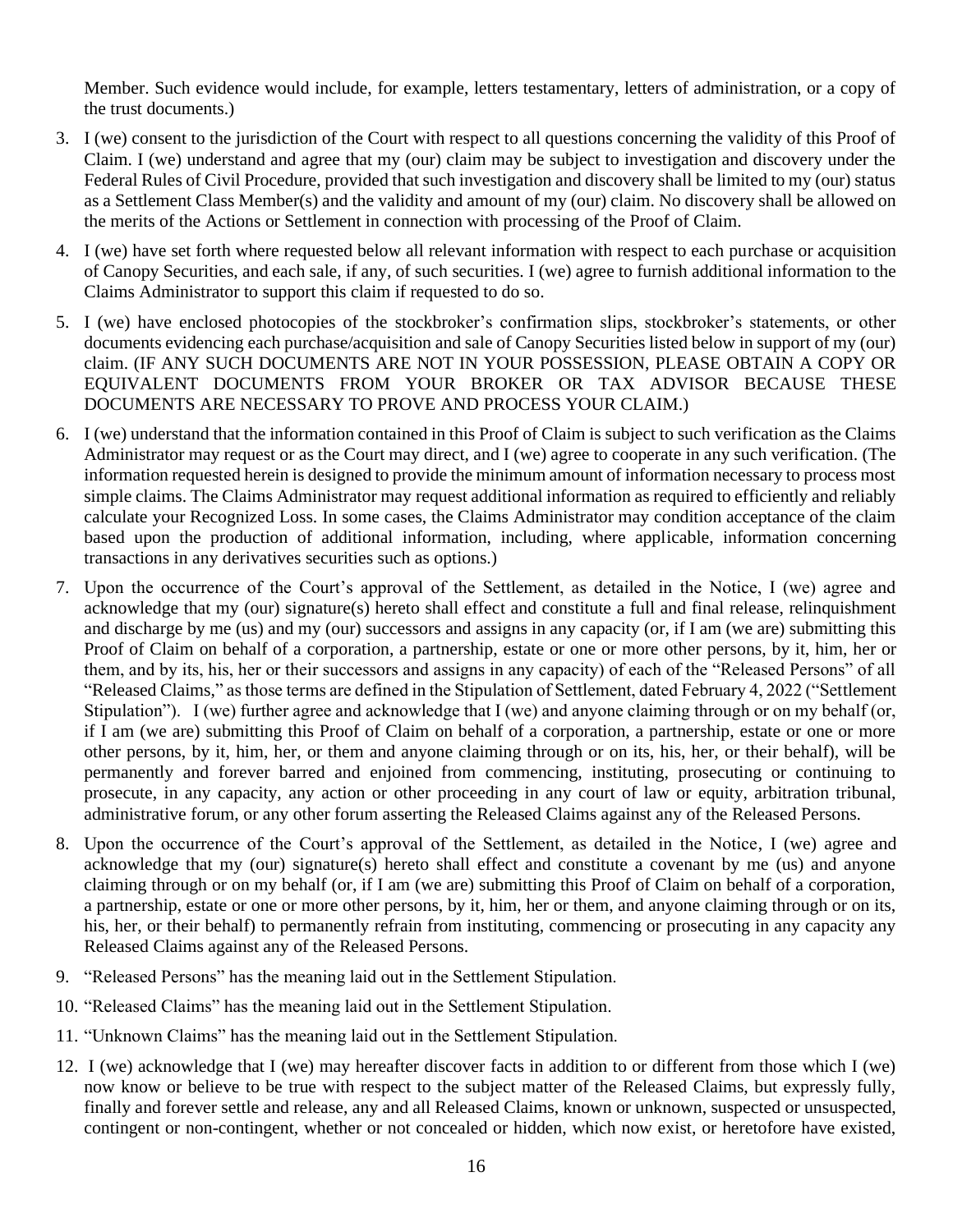Member. Such evidence would include, for example, letters testamentary, letters of administration, or a copy of the trust documents.)

3. I (we) consent to the jurisdiction of the Court with respect to all questions concerning the validity of this Proof of Claim. I (we) understand and agree that my (our) claim may be subject to investigation and discovery under the Federal Rules of Civil Procedure, provided that such investigation and discovery shall be limited to my (our) status as a Settlement Class Member(s) and the validity and amount of my (our) claim. No discovery shall be allowed on the merits of the Actions or Settlement in connection with processing of the Proof of Claim.

4. I (we) have set forth where requested below all relevant information with respect to each purchase or acquisition of Canopy Securities, and each sale, if any, of such securities. I (we) agree to furnish additional information to the Claims Administrator to support this claim if requested to do so.

5. I (we) have enclosed photocopies of the stockbroker's confirmation slips, stockbroker's statements, or other documents evidencing each purchase/acquisition and sale of Canopy Securities listed below in support of my (our) claim. (IF ANY SUCH DOCUMENTS ARE NOT IN YOUR POSSESSION, PLEASE OBTAIN A COPY OR EQUIVALENT DOCUMENTS FROM YOUR BROKER OR TAX ADVISOR BECAUSE THESE DOCUMENTS ARE NECESSARY TO PROVE AND PROCESS YOUR CLAIM.)

6. I (we) understand that the information contained in this Proof of Claim is subject to such verification as the Claims Administrator may request or as the Court may direct, and I (we) agree to cooperate in any such verification. (The information requested herein is designed to provide the minimum amount of information necessary to process most simple claims. The Claims Administrator may request additional information as required to efficiently and reliably calculate your Recognized Loss. In some cases, the Claims Administrator may condition acceptance of the claim based upon the production of additional information, including, where applicable, information concerning transactions in any derivatives securities such as options.)

7. Upon the occurrence of the Court's approval of the Settlement, as detailed in the Notice, I (we) agree and acknowledge that my (our) signature(s) hereto shall effect and constitute a full and final release, relinquishment and discharge by me (us) and my (our) successors and assigns in any capacity (or, if I am (we are) submitting this Proof of Claim on behalf of a corporation, a partnership, estate or one or more other persons, by it, him, her or them, and by its, his, her or their successors and assigns in any capacity) of each of the "Released Persons" of all "Released Claims," as those terms are defined in the Stipulation of Settlement, dated February 4, 2022 ("Settlement Stipulation"). I (we) further agree and acknowledge that I (we) and anyone claiming through or on my behalf (or, if I am (we are) submitting this Proof of Claim on behalf of a corporation, a partnership, estate or one or more other persons, by it, him, her, or them and anyone claiming through or on its, his, her, or their behalf), will be permanently and forever barred and enjoined from commencing, instituting, prosecuting or continuing to prosecute, in any capacity, any action or other proceeding in any court of law or equity, arbitration tribunal, administrative forum, or any other forum asserting the Released Claims against any of the Released Persons.

8. Upon the occurrence of the Court's approval of the Settlement, as detailed in the Notice, I (we) agree and acknowledge that my (our) signature(s) hereto shall effect and constitute a covenant by me (us) and anyone claiming through or on my behalf (or, if I am (we are) submitting this Proof of Claim on behalf of a corporation, a partnership, estate or one or more other persons, by it, him, her or them, and anyone claiming through or on its, his, her, or their behalf) to permanently refrain from instituting, commencing or prosecuting in any capacity any Released Claims against any of the Released Persons.

9. "Released Persons" has the meaning laid out in the Settlement Stipulation.

10. "Released Claims" has the meaning laid out in the Settlement Stipulation.

11. "Unknown Claims" has the meaning laid out in the Settlement Stipulation.

12. I (we) acknowledge that I (we) may hereafter discover facts in addition to or different from those which I (we) now know or believe to be true with respect to the subject matter of the Released Claims, but expressly fully, finally and forever settle and release, any and all Released Claims, known or unknown, suspected or unsuspected, contingent or non-contingent, whether or not concealed or hidden, which now exist, or heretofore have existed,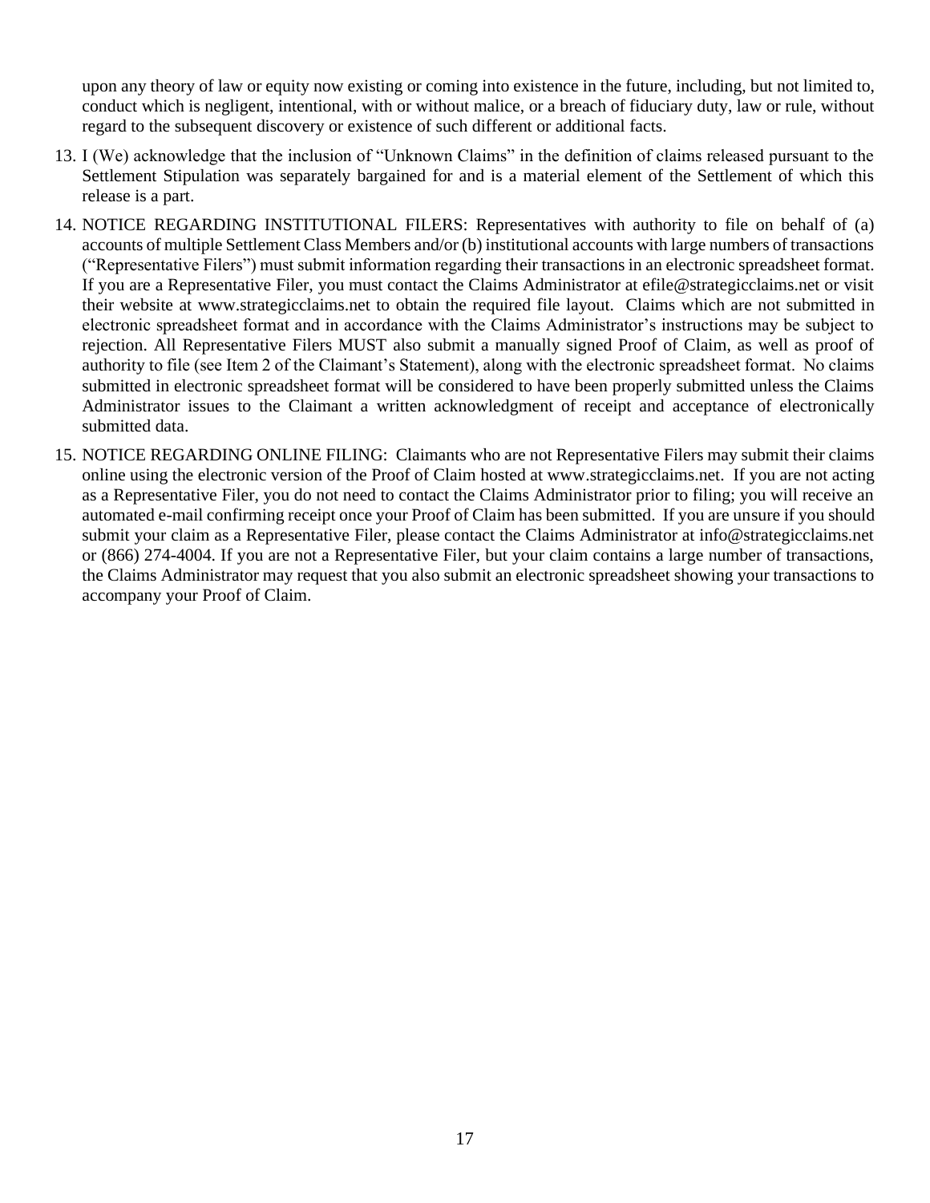upon any theory of law or equity now existing or coming into existence in the future, including, but not limited to, conduct which is negligent, intentional, with or without malice, or a breach of fiduciary duty, law or rule, without regard to the subsequent discovery or existence of such different or additional facts.

13. I (We) acknowledge that the inclusion of "Unknown Claims" in the definition of claims released pursuant to the Settlement Stipulation was separately bargained for and is a material element of the Settlement of which this release is a part.

14. NOTICE REGARDING INSTITUTIONAL FILERS: Representatives with authority to file on behalf of (a) accounts of multiple Settlement Class Members and/or (b) institutional accounts with large numbers of transactions ("Representative Filers") must submit information regarding their transactions in an electronic spreadsheet format. If you are a Representative Filer, you must contact the Claims Administrator at efile@strategicclaims.net or visit their website at www.strategicclaims.net to obtain the required file layout. Claims which are not submitted in electronic spreadsheet format and in accordance with the Claims Administrator's instructions may be subject to rejection. All Representative Filers MUST also submit a manually signed Proof of Claim, as well as proof of authority to file (see Item 2 of the Claimant's Statement), along with the electronic spreadsheet format. No claims submitted in electronic spreadsheet format will be considered to have been properly submitted unless the Claims Administrator issues to the Claimant a written acknowledgment of receipt and acceptance of electronically submitted data.

15. NOTICE REGARDING ONLINE FILING: Claimants who are not Representative Filers may submit their claims online using the electronic version of the Proof of Claim hosted at www.strategicclaims.net. If you are not acting as a Representative Filer, you do not need to contact the Claims Administrator prior to filing; you will receive an automated e-mail confirming receipt once your Proof of Claim has been submitted. If you are unsure if you should submit your claim as a Representative Filer, please contact the Claims Administrator at info@strategicclaims.net or (866) 274-4004. If you are not a Representative Filer, but your claim contains a large number of transactions, the Claims Administrator may request that you also submit an electronic spreadsheet showing your transactions to accompany your Proof of Claim.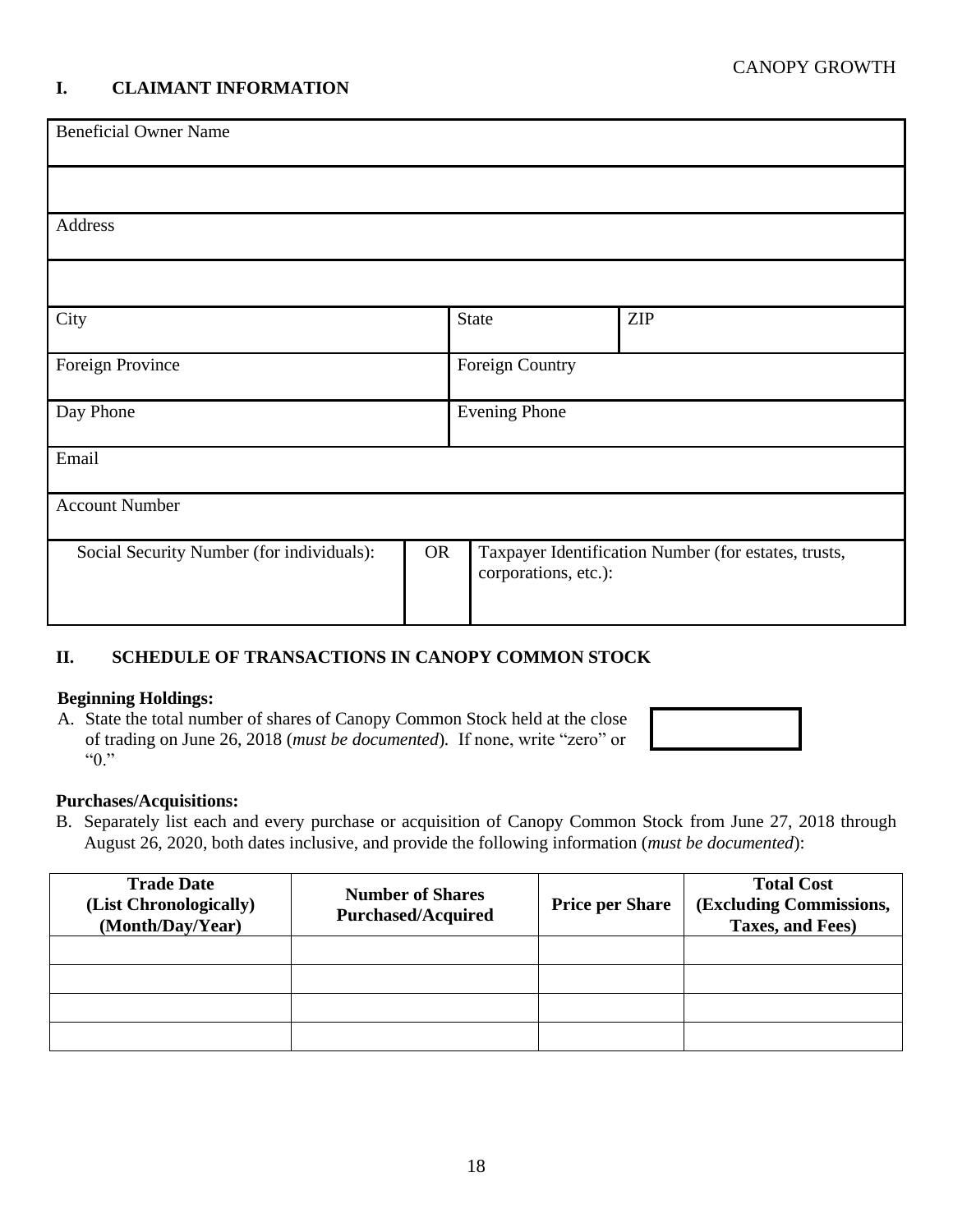CANOPY GROWTH

## I. CLAIMANT INFORMATION

| Beneficial Owner Name | | | |
|---|---|---|---|
| | | | |
| Address | | | |
| | | | |
| City | | State | ZIP |
| Foreign Province | | Foreign Country | |
| Day Phone | | Evening Phone | |
| Email | | | |
| Account Number | | | |
| Social Security Number (for individuals): | OR | Taxpayer Identification Number (for estates, trusts, corporations, etc.): | |

## II. SCHEDULE OF TRANSACTIONS IN CANOPY COMMON STOCK

**Beginning Holdings:**

A. State the total number of shares of Canopy Common Stock held at the close of trading on June 26, 2018 (*must be documented*). If none, write "zero" or "0."

**Purchases/Acquisitions:**

B. Separately list each and every purchase or acquisition of Canopy Common Stock from June 27, 2018 through August 26, 2020, both dates inclusive, and provide the following information (*must be documented*):

| Trade Date (List Chronologically) (Month/Day/Year) | Number of Shares Purchased/Acquired | Price per Share | Total Cost (Excluding Commissions, Taxes, and Fees) |
|---|---|---|---|
| | | | |
| | | | |
| | | | |
| | | | |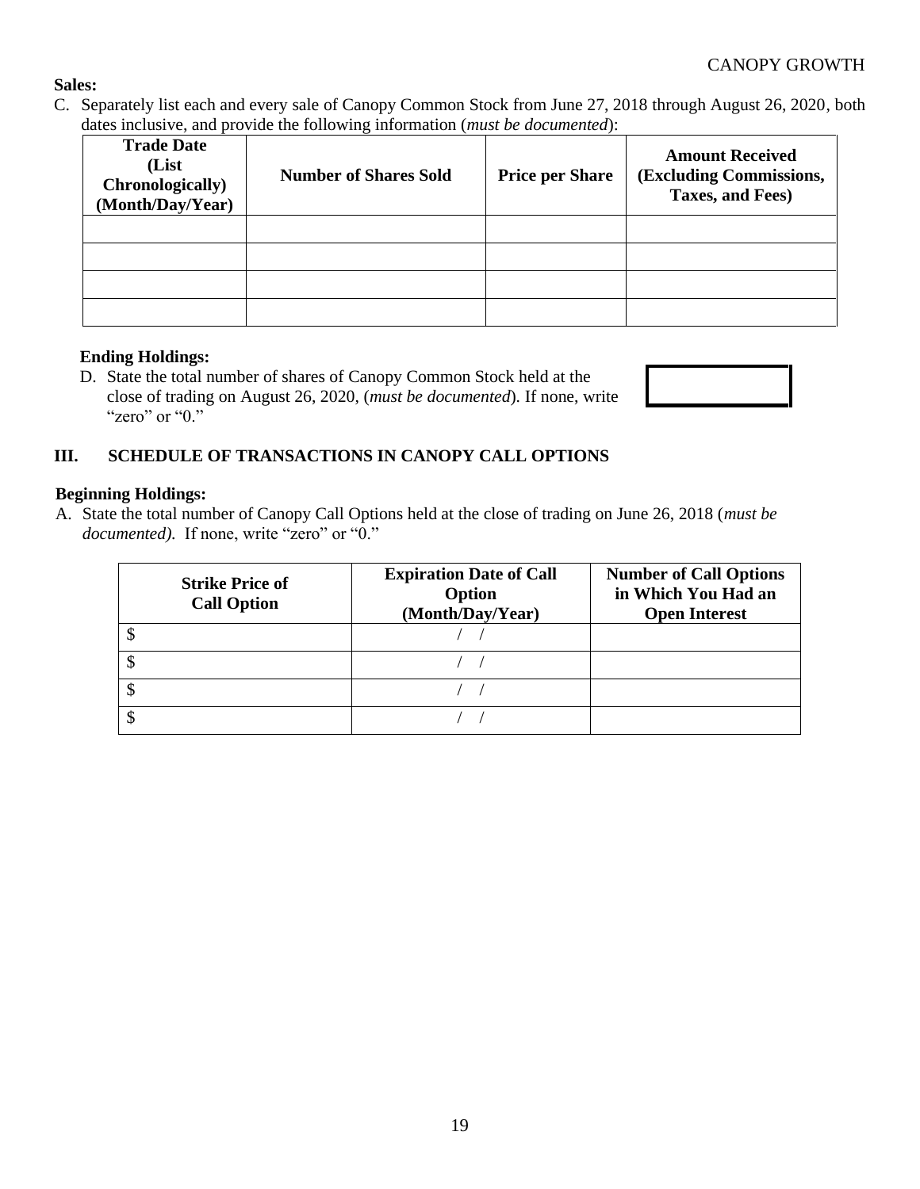**Sales:**

C. Separately list each and every sale of Canopy Common Stock from June 27, 2018 through August 26, 2020, both dates inclusive, and provide the following information (*must be documented*):

| Trade Date (List Chronologically) (Month/Day/Year) | Number of Shares Sold | Price per Share | Amount Received (Excluding Commissions, Taxes, and Fees) |
|---|---|---|---|
| | | | |
| | | | |
| | | | |
| | | | |

**Ending Holdings:**

D. State the total number of shares of Canopy Common Stock held at the close of trading on August 26, 2020, (*must be documented*). If none, write "zero" or "0."

## III. SCHEDULE OF TRANSACTIONS IN CANOPY CALL OPTIONS

**Beginning Holdings:**

A. State the total number of Canopy Call Options held at the close of trading on June 26, 2018 (*must be documented).* If none, write "zero" or "0."

| Strike Price of Call Option | Expiration Date of Call Option (Month/Day/Year) | Number of Call Options in Which You Had an Open Interest |
|---|---|---|
| $ | / / | |
| $ | / / | |
| $ | / / | |
| $ | / / | |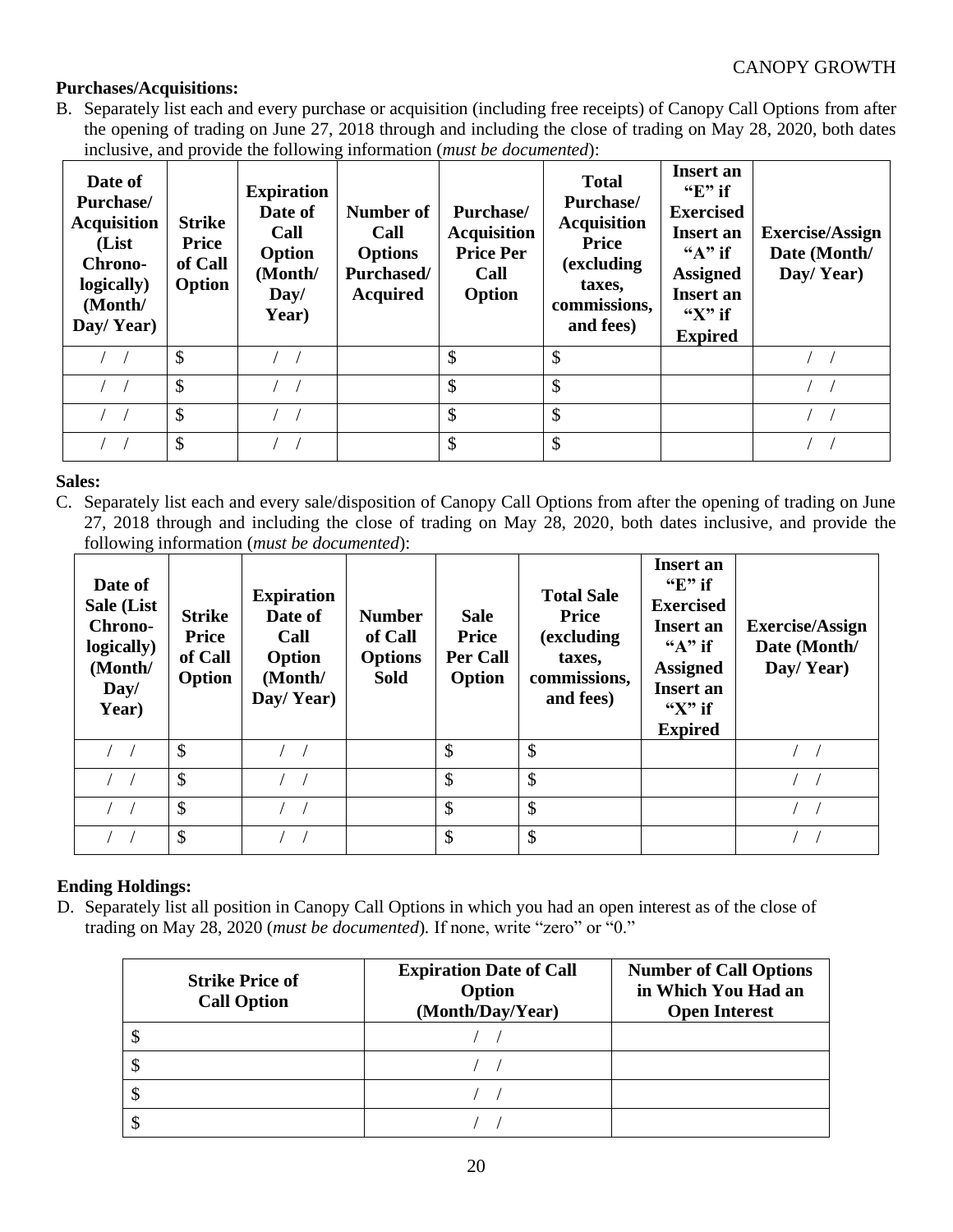**Purchases/Acquisitions:**

B. Separately list each and every purchase or acquisition (including free receipts) of Canopy Call Options from after the opening of trading on June 27, 2018 through and including the close of trading on May 28, 2020, both dates inclusive, and provide the following information (*must be documented*):

| Date of Purchase/ Acquisition (List Chrono-logically) (Month/ Day/ Year) | Strike Price of Call Option | Expiration Date of Call Option (Month/ Day/ Year) | Number of Call Options Purchased/ Acquired | Purchase/ Acquisition Price Per Call Option | Total Purchase/ Acquisition Price (excluding taxes, commissions, and fees) | Insert an "E" if Exercised Insert an "A" if Assigned Insert an "X" if Expired | Exercise/Assign Date (Month/ Day/ Year) |
|---|---|---|---|---|---|---|---|
| / / | $ | / / | | $ | $ | | / / |
| / / | $ | / / | | $ | $ | | / / |
| / / | $ | / / | | $ | $ | | / / |
| / / | $ | / / | | $ | $ | | / / |

**Sales:**

C. Separately list each and every sale/disposition of Canopy Call Options from after the opening of trading on June 27, 2018 through and including the close of trading on May 28, 2020, both dates inclusive, and provide the following information (*must be documented*):

| Date of Sale (List Chrono-logically) (Month/ Day/ Year) | Strike Price of Call Option | Expiration Date of Call Option (Month/ Day/ Year) | Number of Call Options Sold | Sale Price Per Call Option | Total Sale Price (excluding taxes, commissions, and fees) | Insert an "E" if Exercised Insert an "A" if Assigned Insert an "X" if Expired | Exercise/Assign Date (Month/ Day/ Year) |
|---|---|---|---|---|---|---|---|
| / / | $ | / / | | $ | $ | | / / |
| / / | $ | / / | | $ | $ | | / / |
| / / | $ | / / | | $ | $ | | / / |
| / / | $ | / / | | $ | $ | | / / |

**Ending Holdings:**

D. Separately list all position in Canopy Call Options in which you had an open interest as of the close of trading on May 28, 2020 (*must be documented*). If none, write "zero" or "0."

| Strike Price of Call Option | Expiration Date of Call Option (Month/Day/Year) | Number of Call Options in Which You Had an Open Interest |
|---|---|---|
| $ | / / | |
| $ | / / | |
| $ | / / | |
| $ | / / | |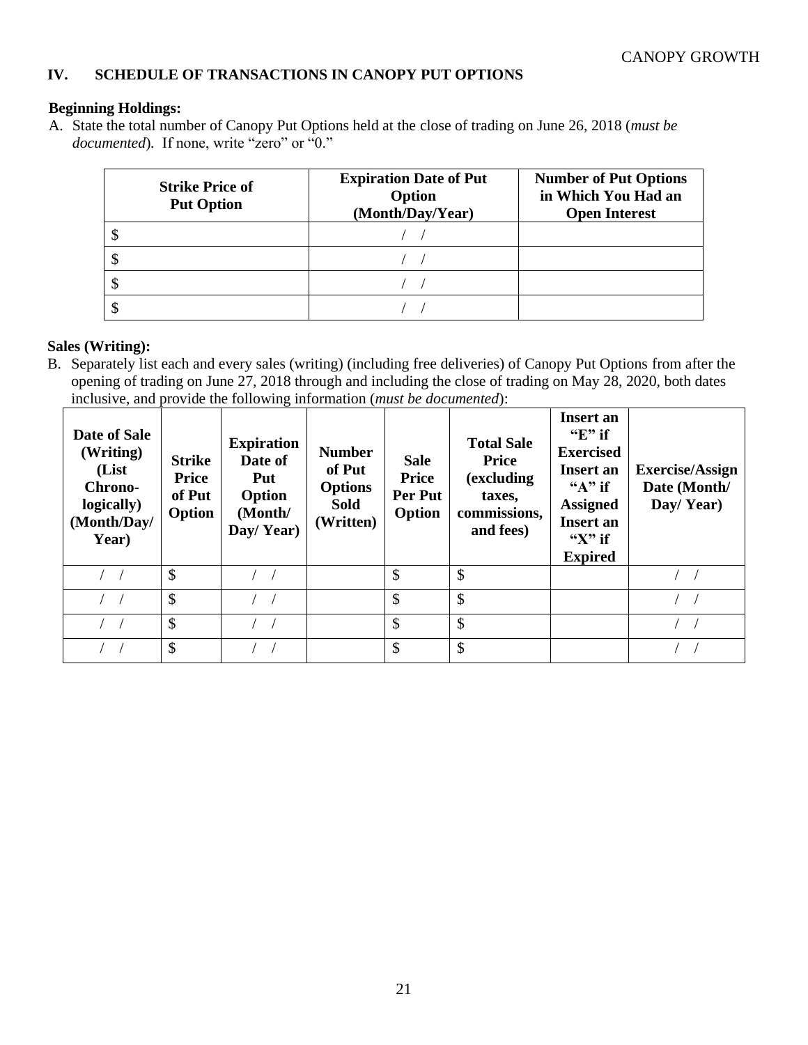## IV. SCHEDULE OF TRANSACTIONS IN CANOPY PUT OPTIONS

**Beginning Holdings:**

A. State the total number of Canopy Put Options held at the close of trading on June 26, 2018 (*must be documented*). If none, write "zero" or "0."

| Strike Price of Put Option | Expiration Date of Put Option (Month/Day/Year) | Number of Put Options in Which You Had an Open Interest |
|---|---|---|
| $ | / / | |
| $ | / / | |
| $ | / / | |
| $ | / / | |

**Sales (Writing):**

B. Separately list each and every sales (writing) (including free deliveries) of Canopy Put Options from after the opening of trading on June 27, 2018 through and including the close of trading on May 28, 2020, both dates inclusive, and provide the following information (*must be documented*):

| Date of Sale (Writing) (List Chrono-logically) (Month/Day/ Year) | Strike Price of Put Option | Expiration Date of Put Option (Month/ Day/ Year) | Number of Put Options Sold (Written) | Sale Price Per Put Option | Total Sale Price (excluding taxes, commissions, and fees) | Insert an "E" if Exercised Insert an "A" if Assigned Insert an "X" if Expired | Exercise/Assign Date (Month/ Day/ Year) |
|---|---|---|---|---|---|---|---|
| / / | $ | / / | | $ | $ | | / / |
| / / | $ | / / | | $ | $ | | / / |
| / / | $ | / / | | $ | $ | | / / |
| / / | $ | / / | | $ | $ | | / / |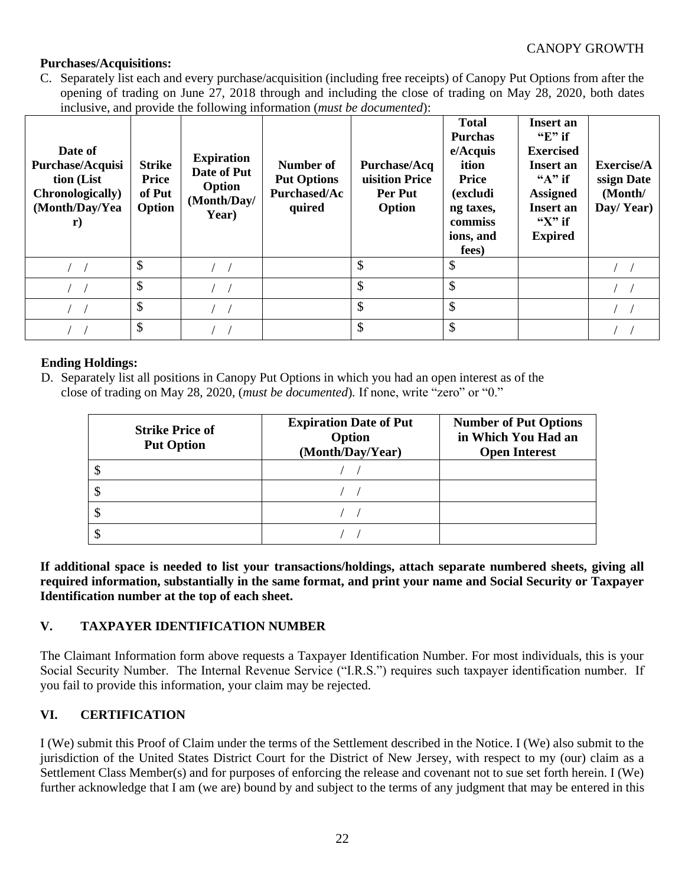**Purchases/Acquisitions:**

C. Separately list each and every purchase/acquisition (including free receipts) of Canopy Put Options from after the opening of trading on June 27, 2018 through and including the close of trading on May 28, 2020, both dates inclusive, and provide the following information (*must be documented*):

| Date of Purchase/Acquisition (List Chronologically) (Month/Day/Year) | Strike Price of Put Option | Expiration Date of Put Option (Month/Day/Year) | Number of Put Options Purchased/Acquired | Purchase/Acquisition Price Per Put Option | Total Purchase/Acquisition Price (excluding taxes, commissions, and fees) | Insert an "E" if Exercised Insert an "A" if Assigned Insert an "X" if Expired | Exercise/Assign Date (Month/ Day/ Year) |
|---|---|---|---|---|---|---|---|
| / / | $ | / / | | $ | $ | | / / |
| / / | $ | / / | | $ | $ | | / / |
| / / | $ | / / | | $ | $ | | / / |
| / / | $ | / / | | $ | $ | | / / |

**Ending Holdings:**

D. Separately list all positions in Canopy Put Options in which you had an open interest as of the close of trading on May 28, 2020, (*must be documented*). If none, write "zero" or "0."

| Strike Price of Put Option | Expiration Date of Put Option (Month/Day/Year) | Number of Put Options in Which You Had an Open Interest |
|---|---|---|
| $ | / / | |
| $ | / / | |
| $ | / / | |
| $ | / / | |

**If additional space is needed to list your transactions/holdings, attach separate numbered sheets, giving all required information, substantially in the same format, and print your name and Social Security or Taxpayer Identification number at the top of each sheet.**

## V. TAXPAYER IDENTIFICATION NUMBER

The Claimant Information form above requests a Taxpayer Identification Number. For most individuals, this is your Social Security Number. The Internal Revenue Service ("I.R.S.") requires such taxpayer identification number. If you fail to provide this information, your claim may be rejected.

## VI. CERTIFICATION

I (We) submit this Proof of Claim under the terms of the Settlement described in the Notice. I (We) also submit to the jurisdiction of the United States District Court for the District of New Jersey, with respect to my (our) claim as a Settlement Class Member(s) and for purposes of enforcing the release and covenant not to sue set forth herein. I (We) further acknowledge that I am (we are) bound by and subject to the terms of any judgment that may be entered in this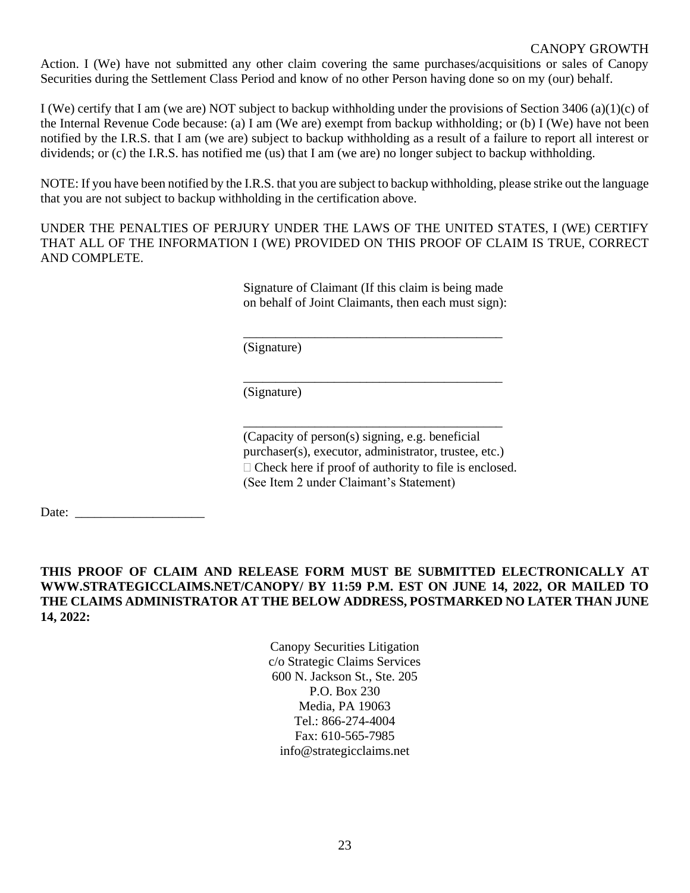Action. I (We) have not submitted any other claim covering the same purchases/acquisitions or sales of Canopy Securities during the Settlement Class Period and know of no other Person having done so on my (our) behalf.

I (We) certify that I am (we are) NOT subject to backup withholding under the provisions of Section 3406 (a)(1)(c) of the Internal Revenue Code because: (a) I am (We are) exempt from backup withholding; or (b) I (We) have not been notified by the I.R.S. that I am (we are) subject to backup withholding as a result of a failure to report all interest or dividends; or (c) the I.R.S. has notified me (us) that I am (we are) no longer subject to backup withholding.

NOTE: If you have been notified by the I.R.S. that you are subject to backup withholding, please strike out the language that you are not subject to backup withholding in the certification above.

UNDER THE PENALTIES OF PERJURY UNDER THE LAWS OF THE UNITED STATES, I (WE) CERTIFY THAT ALL OF THE INFORMATION I (WE) PROVIDED ON THIS PROOF OF CLAIM IS TRUE, CORRECT AND COMPLETE.

Signature of Claimant (If this claim is being made on behalf of Joint Claimants, then each must sign):

\_\_\_\_\_\_\_\_\_\_\_\_\_\_\_\_\_\_\_\_\_\_\_\_\_\_\_\_\_\_\_\_\_\_\_\_\_\_\_\_\_
(Signature)

\_\_\_\_\_\_\_\_\_\_\_\_\_\_\_\_\_\_\_\_\_\_\_\_\_\_\_\_\_\_\_\_\_\_\_\_\_\_\_\_\_
(Signature)

\_\_\_\_\_\_\_\_\_\_\_\_\_\_\_\_\_\_\_\_\_\_\_\_\_\_\_\_\_\_\_\_\_\_\_\_\_\_\_\_\_
(Capacity of person(s) signing, e.g. beneficial purchaser(s), executor, administrator, trustee, etc.)
☐ Check here if proof of authority to file is enclosed.
(See Item 2 under Claimant's Statement)

Date: \_\_\_\_\_\_\_\_\_\_\_\_\_\_\_\_\_\_\_\_

**THIS PROOF OF CLAIM AND RELEASE FORM MUST BE SUBMITTED ELECTRONICALLY AT WWW.STRATEGICCLAIMS.NET/CANOPY/ BY 11:59 P.M. EST ON JUNE 14, 2022, OR MAILED TO THE CLAIMS ADMINISTRATOR AT THE BELOW ADDRESS, POSTMARKED NO LATER THAN JUNE 14, 2022:**

Canopy Securities Litigation
c/o Strategic Claims Services
600 N. Jackson St., Ste. 205
P.O. Box 230
Media, PA 19063
Tel.: 866-274-4004
Fax: 610-565-7985
info@strategicclaims.net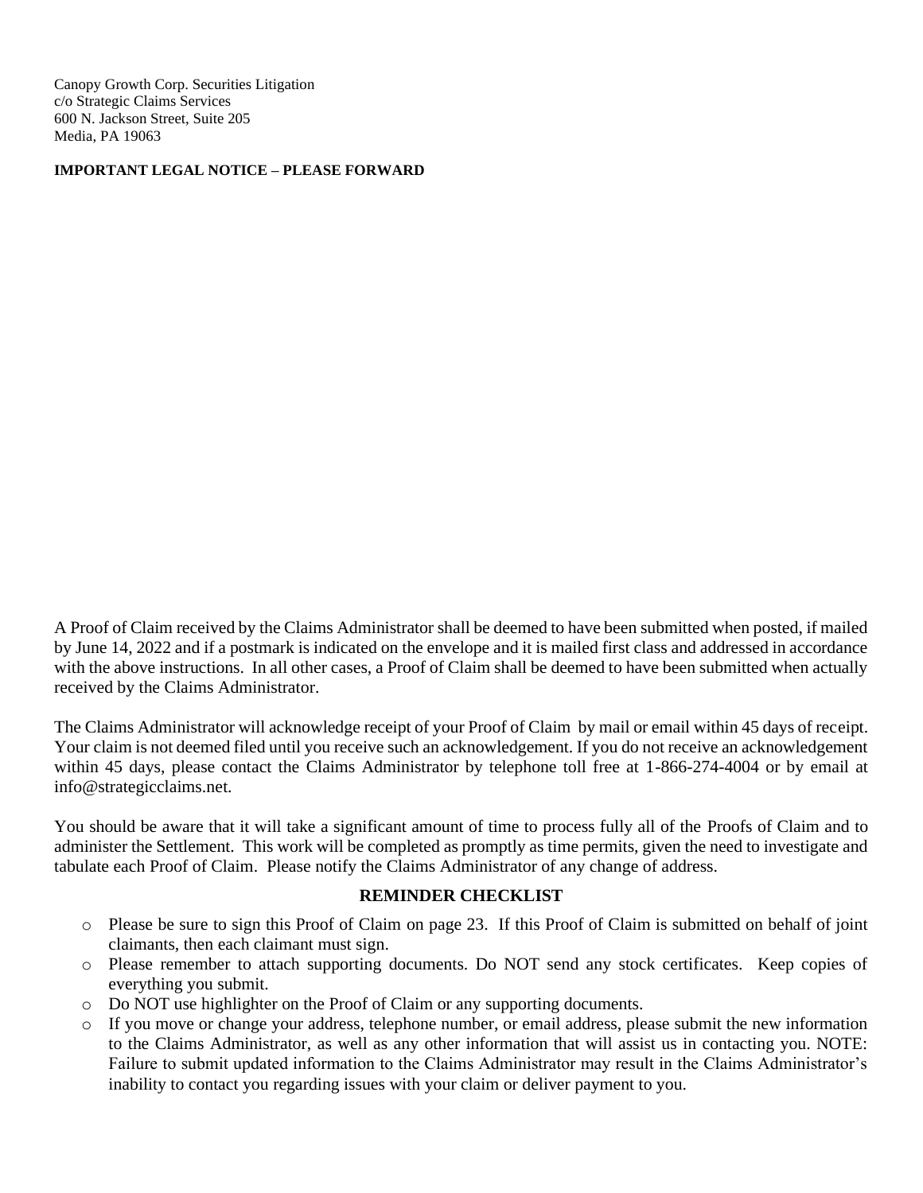Canopy Growth Corp. Securities Litigation
c/o Strategic Claims Services
600 N. Jackson Street, Suite 205
Media, PA 19063

**IMPORTANT LEGAL NOTICE – PLEASE FORWARD**

A Proof of Claim received by the Claims Administrator shall be deemed to have been submitted when posted, if mailed by June 14, 2022 and if a postmark is indicated on the envelope and it is mailed first class and addressed in accordance with the above instructions. In all other cases, a Proof of Claim shall be deemed to have been submitted when actually received by the Claims Administrator.

The Claims Administrator will acknowledge receipt of your Proof of Claim by mail or email within 45 days of receipt. Your claim is not deemed filed until you receive such an acknowledgement. If you do not receive an acknowledgement within 45 days, please contact the Claims Administrator by telephone toll free at 1-866-274-4004 or by email at info@strategicclaims.net.

You should be aware that it will take a significant amount of time to process fully all of the Proofs of Claim and to administer the Settlement. This work will be completed as promptly as time permits, given the need to investigate and tabulate each Proof of Claim. Please notify the Claims Administrator of any change of address.

## REMINDER CHECKLIST

- Please be sure to sign this Proof of Claim on page 23. If this Proof of Claim is submitted on behalf of joint claimants, then each claimant must sign.
- Please remember to attach supporting documents. Do NOT send any stock certificates. Keep copies of everything you submit.
- Do NOT use highlighter on the Proof of Claim or any supporting documents.
- If you move or change your address, telephone number, or email address, please submit the new information to the Claims Administrator, as well as any other information that will assist us in contacting you. NOTE: Failure to submit updated information to the Claims Administrator may result in the Claims Administrator's inability to contact you regarding issues with your claim or deliver payment to you.